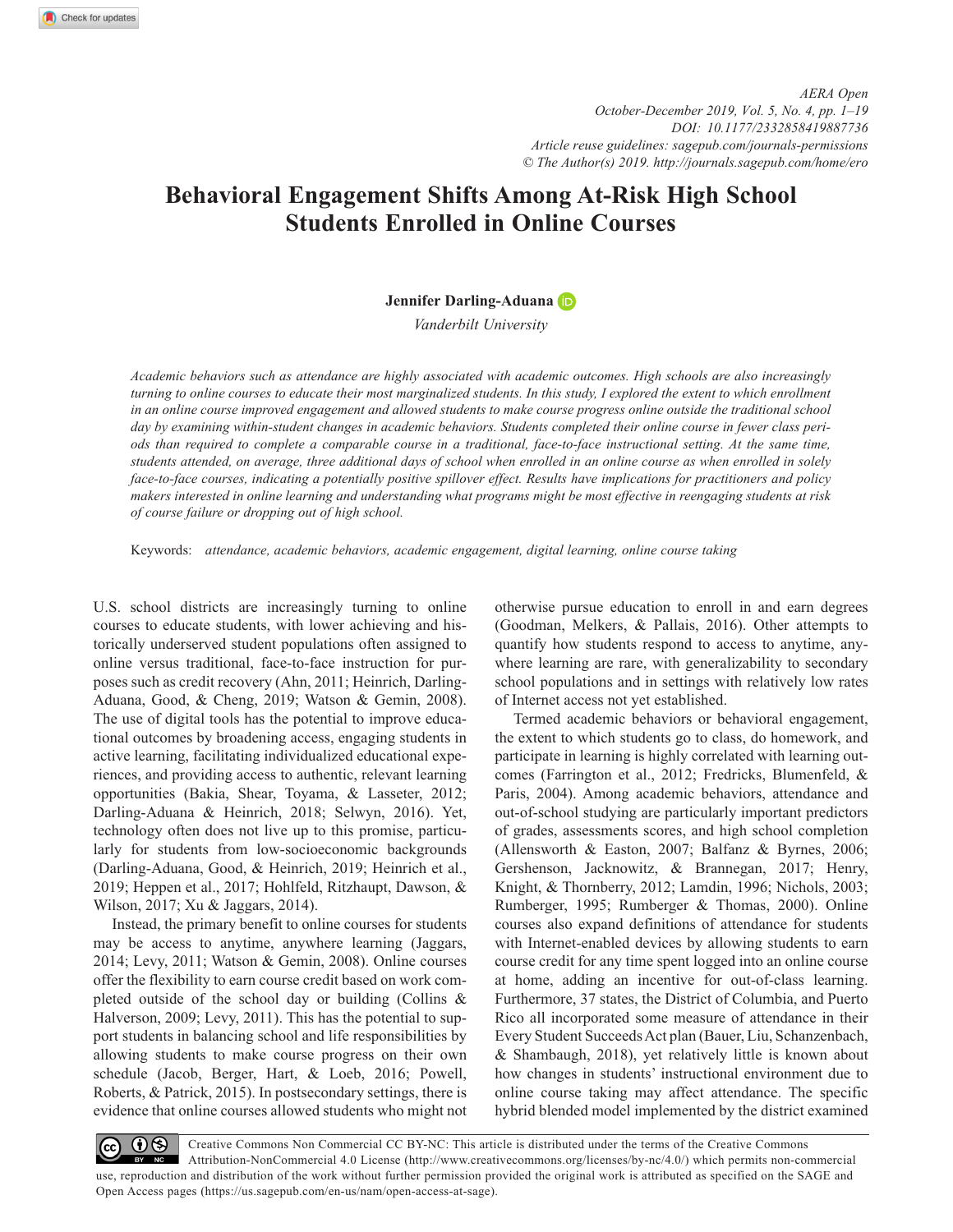# Behavioral Engagement Shifts Among At-Risk High School Students Enrolled in Online Courses

**Jennifer Darling-Aduana**

*Vanderbilt University*

*Academic behaviors such as attendance are highly associated with academic outcomes. High schools are also increasingly turning to online courses to educate their most marginalized students. In this study, I explored the extent to which enrollment in an online course improved engagement and allowed students to make course progress online outside the traditional school day by examining within-student changes in academic behaviors. Students completed their online course in fewer class periods than required to complete a comparable course in a traditional, face-to-face instructional setting. At the same time, students attended, on average, three additional days of school when enrolled in an online course as when enrolled in solely face-to-face courses, indicating a potentially positive spillover effect. Results have implications for practitioners and policy makers interested in online learning and understanding what programs might be most effective in reengaging students at risk of course failure or dropping out of high school.*

Keywords: *attendance, academic behaviors, academic engagement, digital learning, online course taking*

U.S. school districts are increasingly turning to online courses to educate students, with lower achieving and historically underserved student populations often assigned to online versus traditional, face-to-face instruction for purposes such as credit recovery (Ahn, 2011; Heinrich, Darling-Aduana, Good, & Cheng, 2019; Watson & Gemin, 2008). The use of digital tools has the potential to improve educational outcomes by broadening access, engaging students in active learning, facilitating individualized educational experiences, and providing access to authentic, relevant learning opportunities (Bakia, Shear, Toyama, & Lasseter, 2012; Darling-Aduana & Heinrich, 2018; Selwyn, 2016). Yet, technology often does not live up to this promise, particularly for students from low-socioeconomic backgrounds (Darling-Aduana, Good, & Heinrich, 2019; Heinrich et al., 2019; Heppen et al., 2017; Hohlfeld, Ritzhaupt, Dawson, & Wilson, 2017; Xu & Jaggars, 2014).

Instead, the primary benefit to online courses for students may be access to anytime, anywhere learning (Jaggars, 2014; Levy, 2011; Watson & Gemin, 2008). Online courses offer the flexibility to earn course credit based on work completed outside of the school day or building (Collins & Halverson, 2009; Levy, 2011). This has the potential to support students in balancing school and life responsibilities by allowing students to make course progress on their own schedule (Jacob, Berger, Hart, & Loeb, 2016; Powell, Roberts, & Patrick, 2015). In postsecondary settings, there is evidence that online courses allowed students who might not otherwise pursue education to enroll in and earn degrees (Goodman, Melkers, & Pallais, 2016). Other attempts to quantify how students respond to access to anytime, anywhere learning are rare, with generalizability to secondary school populations and in settings with relatively low rates of Internet access not yet established.

Termed academic behaviors or behavioral engagement, the extent to which students go to class, do homework, and participate in learning is highly correlated with learning outcomes (Farrington et al., 2012; Fredricks, Blumenfeld, & Paris, 2004). Among academic behaviors, attendance and out-of-school studying are particularly important predictors of grades, assessments scores, and high school completion (Allensworth & Easton, 2007; Balfanz & Byrnes, 2006; Gershenson, Jacknowitz, & Brannegan, 2017; Henry, Knight, & Thornberry, 2012; Lamdin, 1996; Nichols, 2003; Rumberger, 1995; Rumberger & Thomas, 2000). Online courses also expand definitions of attendance for students with Internet-enabled devices by allowing students to earn course credit for any time spent logged into an online course at home, adding an incentive for out-of-class learning. Furthermore, 37 states, the District of Columbia, and Puerto Rico all incorporated some measure of attendance in their Every Student Succeeds Act plan (Bauer, Liu, Schanzenbach, & Shambaugh, 2018), yet relatively little is known about how changes in students' instructional environment due to online course taking may affect attendance. The specific hybrid blended model implemented by the district examined

Creative Commons Non Commercial CC BY-NC: This article is distributed under the terms of the Creative Commons Attribution-NonCommercial 4.0 License (http://www.creativecommons.org/licenses/by-nc/4.0/) which permits non-commercial use, reproduction and distribution of the work without further permission provided the original work is attributed as specified on the SAGE and Open Access pages (https://us.sagepub.com/en-us/nam/open-access-at-sage).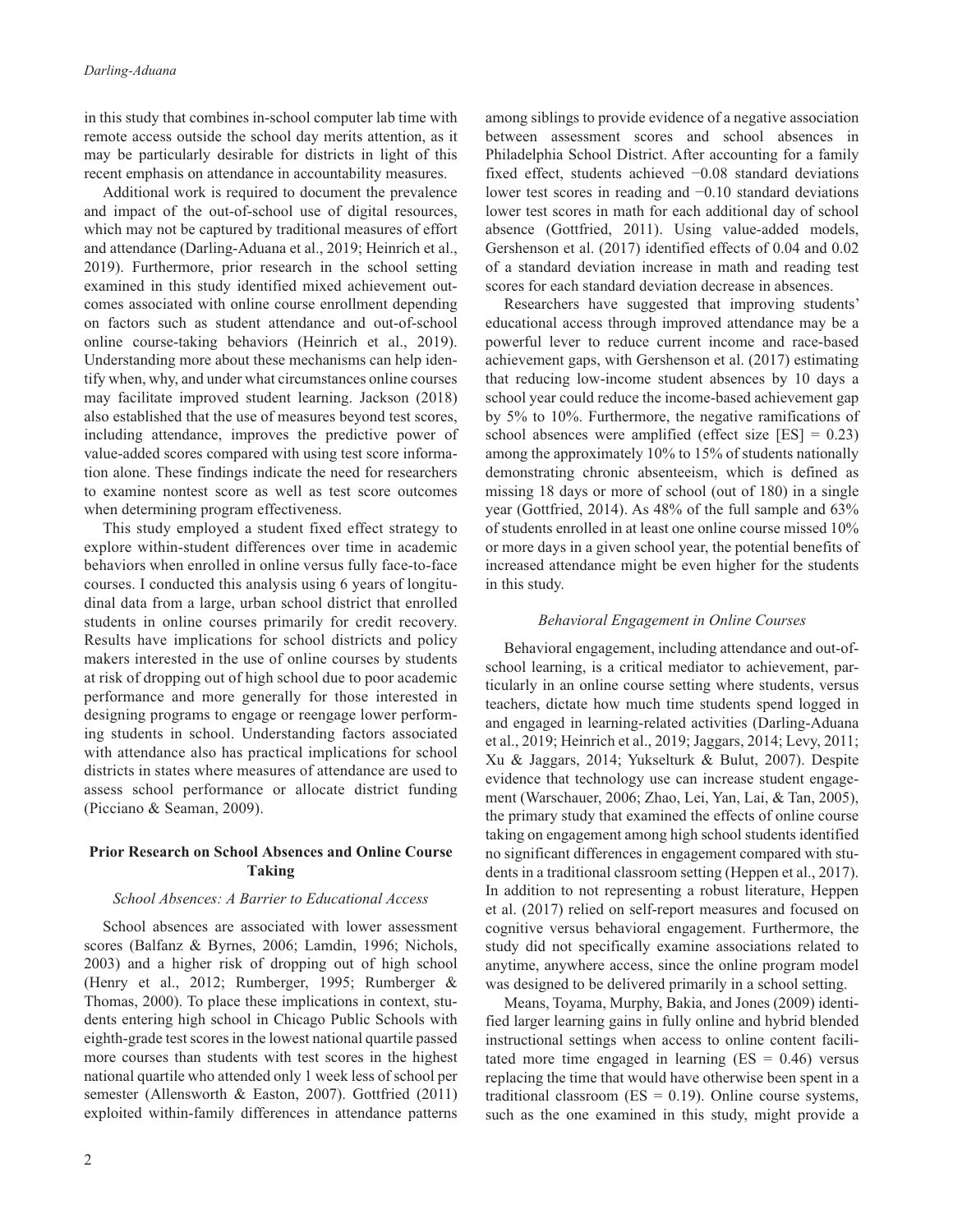in this study that combines in-school computer lab time with remote access outside the school day merits attention, as it may be particularly desirable for districts in light of this recent emphasis on attendance in accountability measures.

Additional work is required to document the prevalence and impact of the out-of-school use of digital resources, which may not be captured by traditional measures of effort and attendance (Darling-Aduana et al., 2019; Heinrich et al., 2019). Furthermore, prior research in the school setting examined in this study identified mixed achievement outcomes associated with online course enrollment depending on factors such as student attendance and out-of-school online course-taking behaviors (Heinrich et al., 2019). Understanding more about these mechanisms can help identify when, why, and under what circumstances online courses may facilitate improved student learning. Jackson (2018) also established that the use of measures beyond test scores, including attendance, improves the predictive power of value-added scores compared with using test score information alone. These findings indicate the need for researchers to examine nontest score as well as test score outcomes when determining program effectiveness.

This study employed a student fixed effect strategy to explore within-student differences over time in academic behaviors when enrolled in online versus fully face-to-face courses. I conducted this analysis using 6 years of longitudinal data from a large, urban school district that enrolled students in online courses primarily for credit recovery. Results have implications for school districts and policy makers interested in the use of online courses by students at risk of dropping out of high school due to poor academic performance and more generally for those interested in designing programs to engage or reengage lower performing students in school. Understanding factors associated with attendance also has practical implications for school districts in states where measures of attendance are used to assess school performance or allocate district funding (Picciano & Seaman, 2009).

## Prior Research on School Absences and Online Course Taking

### *School Absences: A Barrier to Educational Access*

School absences are associated with lower assessment scores (Balfanz & Byrnes, 2006; Lamdin, 1996; Nichols, 2003) and a higher risk of dropping out of high school (Henry et al., 2012; Rumberger, 1995; Rumberger & Thomas, 2000). To place these implications in context, students entering high school in Chicago Public Schools with eighth-grade test scores in the lowest national quartile passed more courses than students with test scores in the highest national quartile who attended only 1 week less of school per semester (Allensworth & Easton, 2007). Gottfried (2011) exploited within-family differences in attendance patterns among siblings to provide evidence of a negative association between assessment scores and school absences in Philadelphia School District. After accounting for a family fixed effect, students achieved −0.08 standard deviations lower test scores in reading and −0.10 standard deviations lower test scores in math for each additional day of school absence (Gottfried, 2011). Using value-added models, Gershenson et al. (2017) identified effects of 0.04 and 0.02 of a standard deviation increase in math and reading test scores for each standard deviation decrease in absences.

Researchers have suggested that improving students' educational access through improved attendance may be a powerful lever to reduce current income and race-based achievement gaps, with Gershenson et al. (2017) estimating that reducing low-income student absences by 10 days a school year could reduce the income-based achievement gap by 5% to 10%. Furthermore, the negative ramifications of school absences were amplified (effect size [ES] = 0.23) among the approximately 10% to 15% of students nationally demonstrating chronic absenteeism, which is defined as missing 18 days or more of school (out of 180) in a single year (Gottfried, 2014). As 48% of the full sample and 63% of students enrolled in at least one online course missed 10% or more days in a given school year, the potential benefits of increased attendance might be even higher for the students in this study.

### *Behavioral Engagement in Online Courses*

Behavioral engagement, including attendance and out-of-school learning, is a critical mediator to achievement, particularly in an online course setting where students, versus teachers, dictate how much time students spend logged in and engaged in learning-related activities (Darling-Aduana et al., 2019; Heinrich et al., 2019; Jaggars, 2014; Levy, 2011; Xu & Jaggars, 2014; Yukselturk & Bulut, 2007). Despite evidence that technology use can increase student engagement (Warschauer, 2006; Zhao, Lei, Yan, Lai, & Tan, 2005), the primary study that examined the effects of online course taking on engagement among high school students identified no significant differences in engagement compared with students in a traditional classroom setting (Heppen et al., 2017). In addition to not representing a robust literature, Heppen et al. (2017) relied on self-report measures and focused on cognitive versus behavioral engagement. Furthermore, the study did not specifically examine associations related to anytime, anywhere access, since the online program model was designed to be delivered primarily in a school setting.

Means, Toyama, Murphy, Bakia, and Jones (2009) identified larger learning gains in fully online and hybrid blended instructional settings when access to online content facilitated more time engaged in learning (ES = 0.46) versus replacing the time that would have otherwise been spent in a traditional classroom (ES = 0.19). Online course systems, such as the one examined in this study, might provide a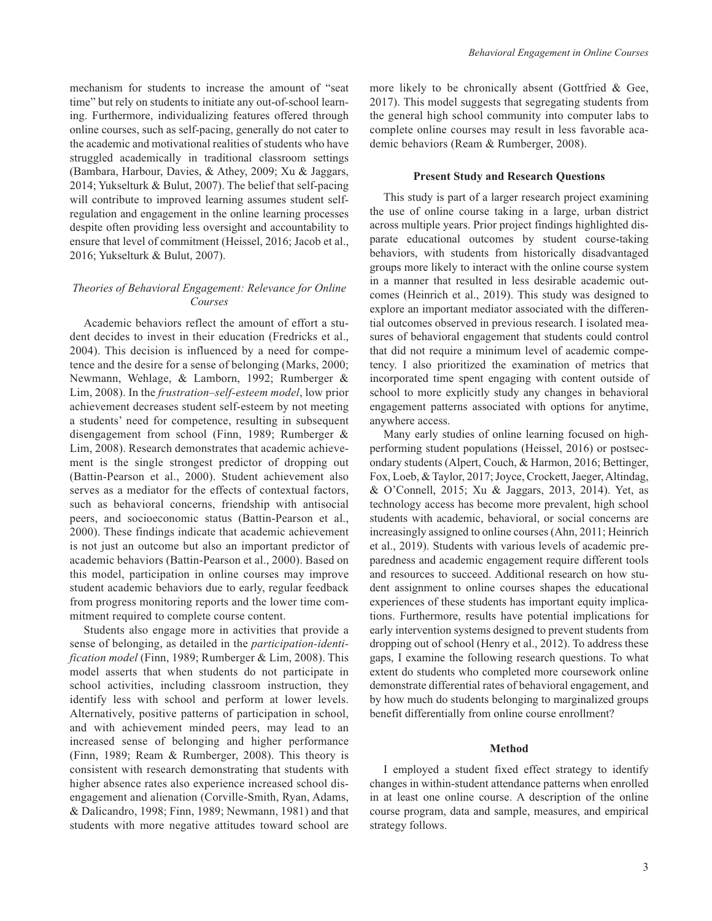mechanism for students to increase the amount of "seat time" but rely on students to initiate any out-of-school learning. Furthermore, individualizing features offered through online courses, such as self-pacing, generally do not cater to the academic and motivational realities of students who have struggled academically in traditional classroom settings (Bambara, Harbour, Davies, & Athey, 2009; Xu & Jaggars, 2014; Yukselturk & Bulut, 2007). The belief that self-pacing will contribute to improved learning assumes student self-regulation and engagement in the online learning processes despite often providing less oversight and accountability to ensure that level of commitment (Heissel, 2016; Jacob et al., 2016; Yukselturk & Bulut, 2007).

### *Theories of Behavioral Engagement: Relevance for Online Courses*

Academic behaviors reflect the amount of effort a student decides to invest in their education (Fredricks et al., 2004). This decision is influenced by a need for competence and the desire for a sense of belonging (Marks, 2000; Newmann, Wehlage, & Lamborn, 1992; Rumberger & Lim, 2008). In the *frustration–self-esteem model*, low prior achievement decreases student self-esteem by not meeting a students' need for competence, resulting in subsequent disengagement from school (Finn, 1989; Rumberger & Lim, 2008). Research demonstrates that academic achievement is the single strongest predictor of dropping out (Battin-Pearson et al., 2000). Student achievement also serves as a mediator for the effects of contextual factors, such as behavioral concerns, friendship with antisocial peers, and socioeconomic status (Battin-Pearson et al., 2000). These findings indicate that academic achievement is not just an outcome but also an important predictor of academic behaviors (Battin-Pearson et al., 2000). Based on this model, participation in online courses may improve student academic behaviors due to early, regular feedback from progress monitoring reports and the lower time commitment required to complete course content.

Students also engage more in activities that provide a sense of belonging, as detailed in the *participation-identification model* (Finn, 1989; Rumberger & Lim, 2008). This model asserts that when students do not participate in school activities, including classroom instruction, they identify less with school and perform at lower levels. Alternatively, positive patterns of participation in school, and with achievement minded peers, may lead to an increased sense of belonging and higher performance (Finn, 1989; Ream & Rumberger, 2008). This theory is consistent with research demonstrating that students with higher absence rates also experience increased school disengagement and alienation (Corville-Smith, Ryan, Adams, & Dalicandro, 1998; Finn, 1989; Newmann, 1981) and that students with more negative attitudes toward school are more likely to be chronically absent (Gottfried & Gee, 2017). This model suggests that segregating students from the general high school community into computer labs to complete online courses may result in less favorable academic behaviors (Ream & Rumberger, 2008).

## Present Study and Research Questions

This study is part of a larger research project examining the use of online course taking in a large, urban district across multiple years. Prior project findings highlighted disparate educational outcomes by student course-taking behaviors, with students from historically disadvantaged groups more likely to interact with the online course system in a manner that resulted in less desirable academic outcomes (Heinrich et al., 2019). This study was designed to explore an important mediator associated with the differential outcomes observed in previous research. I isolated measures of behavioral engagement that students could control that did not require a minimum level of academic competency. I also prioritized the examination of metrics that incorporated time spent engaging with content outside of school to more explicitly study any changes in behavioral engagement patterns associated with options for anytime, anywhere access.

Many early studies of online learning focused on high-performing student populations (Heissel, 2016) or postsecondary students (Alpert, Couch, & Harmon, 2016; Bettinger, Fox, Loeb, & Taylor, 2017; Joyce, Crockett, Jaeger, Altindag, & O'Connell, 2015; Xu & Jaggars, 2013, 2014). Yet, as technology access has become more prevalent, high school students with academic, behavioral, or social concerns are increasingly assigned to online courses (Ahn, 2011; Heinrich et al., 2019). Students with various levels of academic preparedness and academic engagement require different tools and resources to succeed. Additional research on how student assignment to online courses shapes the educational experiences of these students has important equity implications. Furthermore, results have potential implications for early intervention systems designed to prevent students from dropping out of school (Henry et al., 2012). To address these gaps, I examine the following research questions. To what extent do students who completed more coursework online demonstrate differential rates of behavioral engagement, and by how much do students belonging to marginalized groups benefit differentially from online course enrollment?

## Method

I employed a student fixed effect strategy to identify changes in within-student attendance patterns when enrolled in at least one online course. A description of the online course program, data and sample, measures, and empirical strategy follows.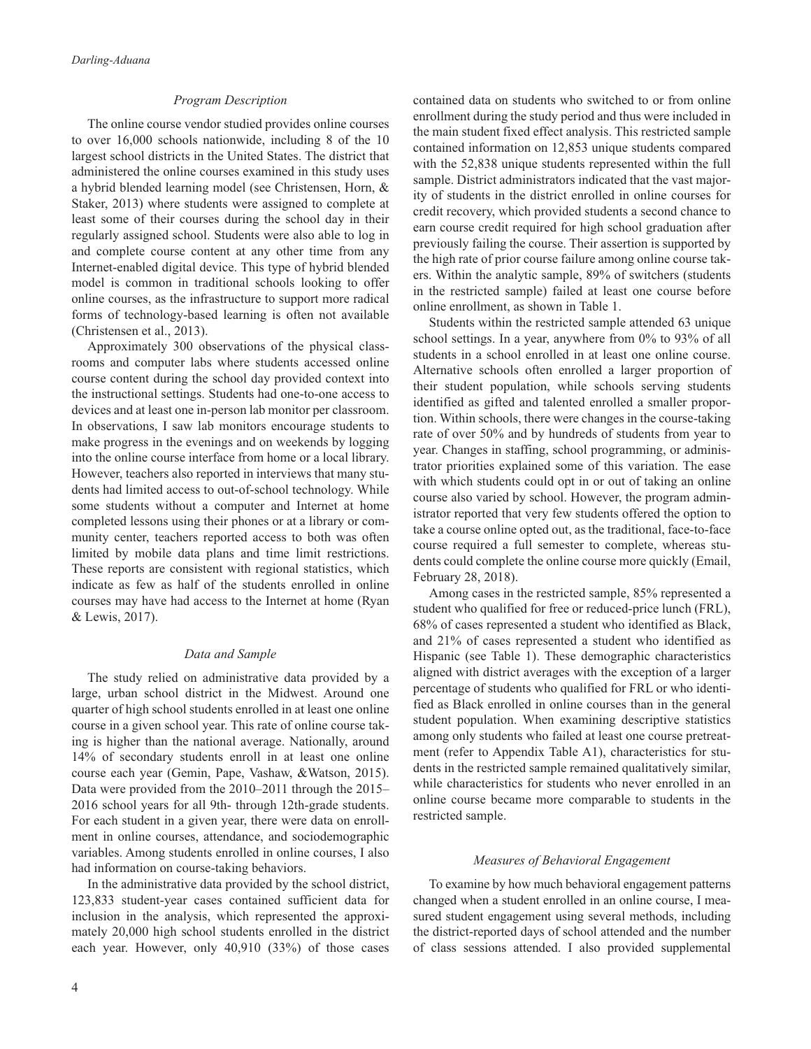### *Program Description*

The online course vendor studied provides online courses to over 16,000 schools nationwide, including 8 of the 10 largest school districts in the United States. The district that administered the online courses examined in this study uses a hybrid blended learning model (see Christensen, Horn, & Staker, 2013) where students were assigned to complete at least some of their courses during the school day in their regularly assigned school. Students were also able to log in and complete course content at any other time from any Internet-enabled digital device. This type of hybrid blended model is common in traditional schools looking to offer online courses, as the infrastructure to support more radical forms of technology-based learning is often not available (Christensen et al., 2013).

Approximately 300 observations of the physical classrooms and computer labs where students accessed online course content during the school day provided context into the instructional settings. Students had one-to-one access to devices and at least one in-person lab monitor per classroom. In observations, I saw lab monitors encourage students to make progress in the evenings and on weekends by logging into the online course interface from home or a local library. However, teachers also reported in interviews that many students had limited access to out-of-school technology. While some students without a computer and Internet at home completed lessons using their phones or at a library or community center, teachers reported access to both was often limited by mobile data plans and time limit restrictions. These reports are consistent with regional statistics, which indicate as few as half of the students enrolled in online courses may have had access to the Internet at home (Ryan & Lewis, 2017).

### *Data and Sample*

The study relied on administrative data provided by a large, urban school district in the Midwest. Around one quarter of high school students enrolled in at least one online course in a given school year. This rate of online course taking is higher than the national average. Nationally, around 14% of secondary students enroll in at least one online course each year (Gemin, Pape, Vashaw, &Watson, 2015). Data were provided from the 2010–2011 through the 2015–2016 school years for all 9th- through 12th-grade students. For each student in a given year, there were data on enrollment in online courses, attendance, and sociodemographic variables. Among students enrolled in online courses, I also had information on course-taking behaviors.

In the administrative data provided by the school district, 123,833 student-year cases contained sufficient data for inclusion in the analysis, which represented the approximately 20,000 high school students enrolled in the district each year. However, only 40,910 (33%) of those cases contained data on students who switched to or from online enrollment during the study period and thus were included in the main student fixed effect analysis. This restricted sample contained information on 12,853 unique students compared with the 52,838 unique students represented within the full sample. District administrators indicated that the vast majority of students in the district enrolled in online courses for credit recovery, which provided students a second chance to earn course credit required for high school graduation after previously failing the course. Their assertion is supported by the high rate of prior course failure among online course takers. Within the analytic sample, 89% of switchers (students in the restricted sample) failed at least one course before online enrollment, as shown in Table 1.

Students within the restricted sample attended 63 unique school settings. In a year, anywhere from 0% to 93% of all students in a school enrolled in at least one online course. Alternative schools often enrolled a larger proportion of their student population, while schools serving students identified as gifted and talented enrolled a smaller proportion. Within schools, there were changes in the course-taking rate of over 50% and by hundreds of students from year to year. Changes in staffing, school programming, or administrator priorities explained some of this variation. The ease with which students could opt in or out of taking an online course also varied by school. However, the program administrator reported that very few students offered the option to take a course online opted out, as the traditional, face-to-face course required a full semester to complete, whereas students could complete the online course more quickly (Email, February 28, 2018).

Among cases in the restricted sample, 85% represented a student who qualified for free or reduced-price lunch (FRL), 68% of cases represented a student who identified as Black, and 21% of cases represented a student who identified as Hispanic (see Table 1). These demographic characteristics aligned with district averages with the exception of a larger percentage of students who qualified for FRL or who identified as Black enrolled in online courses than in the general student population. When examining descriptive statistics among only students who failed at least one course pretreatment (refer to Appendix Table A1), characteristics for students in the restricted sample remained qualitatively similar, while characteristics for students who never enrolled in an online course became more comparable to students in the restricted sample.

### *Measures of Behavioral Engagement*

To examine by how much behavioral engagement patterns changed when a student enrolled in an online course, I measured student engagement using several methods, including the district-reported days of school attended and the number of class sessions attended. I also provided supplemental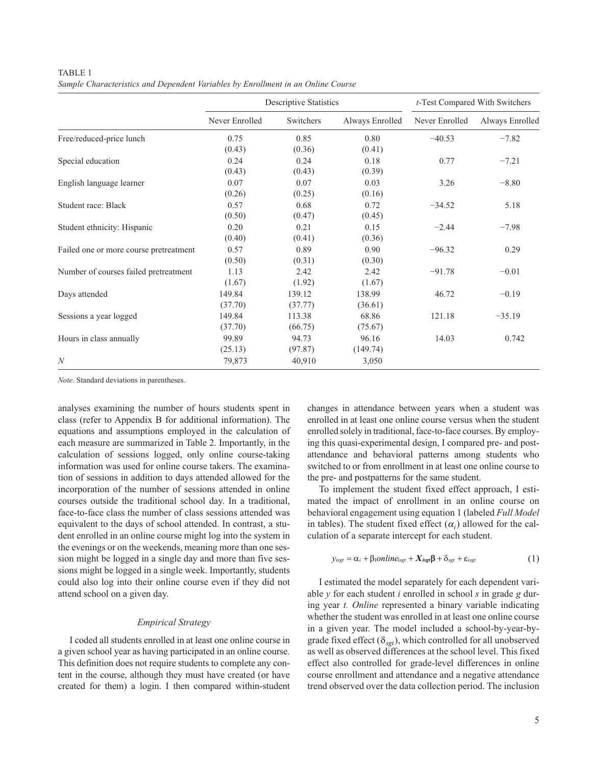TABLE 1
*Sample Characteristics and Dependent Variables by Enrollment in an Online Course*

| | Descriptive Statistics | | | *t*-Test Compared With Switchers | |
|---|---|---|---|---|---|
| | Never Enrolled | Switchers | Always Enrolled | Never Enrolled | Always Enrolled |
| Free/reduced-price lunch | 0.75 (0.43) | 0.85 (0.36) | 0.80 (0.41) | −40.53 | −7.82 |
| Special education | 0.24 (0.43) | 0.24 (0.43) | 0.18 (0.39) | 0.77 | −7.21 |
| English language learner | 0.07 (0.26) | 0.07 (0.25) | 0.03 (0.16) | 3.26 | −8.80 |
| Student race: Black | 0.57 (0.50) | 0.68 (0.47) | 0.72 (0.45) | −34.52 | 5.18 |
| Student ethnicity: Hispanic | 0.20 (0.40) | 0.21 (0.41) | 0.15 (0.36) | −2.44 | −7.98 |
| Failed one or more course pretreatment | 0.57 (0.50) | 0.89 (0.31) | 0.90 (0.30) | −96.32 | 0.29 |
| Number of courses failed pretreatment | 1.13 (1.67) | 2.42 (1.92) | 2.42 (1.67) | −91.78 | −0.01 |
| Days attended | 149.84 (37.70) | 139.12 (37.77) | 138.99 (36.61) | 46.72 | −0.19 |
| Sessions a year logged | 149.84 (37.70) | 113.38 (66.75) | 68.86 (75.67) | 121.18 | −35.19 |
| Hours in class annually | 99.89 (25.13) | 94.73 (97.87) | 96.16 (149.74) | 14.03 | 0.742 |
| *N* | 79,873 | 40,910 | 3,050 | | |

*Note*. Standard deviations in parentheses.

analyses examining the number of hours students spent in class (refer to Appendix B for additional information). The equations and assumptions employed in the calculation of each measure are summarized in Table 2. Importantly, in the calculation of sessions logged, only online course-taking information was used for online course takers. The examination of sessions in addition to days attended allowed for the incorporation of the number of sessions attended in online courses outside the traditional school day. In a traditional, face-to-face class the number of class sessions attended was equivalent to the days of school attended. In contrast, a student enrolled in an online course might log into the system in the evenings or on the weekends, meaning more than one session might be logged in a single day and more than five sessions might be logged in a single week. Importantly, students could also log into their online course even if they did not attend school on a given day.

### *Empirical Strategy*

I coded all students enrolled in at least one online course in a given school year as having participated in an online course. This definition does not require students to complete any content in the course, although they must have created (or have created for them) a login. I then compared within-student changes in attendance between years when a student was enrolled in at least one online course versus when the student enrolled solely in traditional, face-to-face courses. By employing this quasi-experimental design, I compared pre- and post-attendance and behavioral patterns among students who switched to or from enrollment in at least one online course to the pre- and postpatterns for the same student.

To implement the student fixed effect approach, I estimated the impact of enrollment in an online course on behavioral engagement using equation 1 (labeled *Full Model* in tables). The student fixed effect ($\alpha_i$) allowed for the calculation of a separate intercept for each student.

$$y_{isgt} = \alpha_i + \beta_1 online_{isgt} + \boldsymbol{X_{isgt}}\boldsymbol{\beta} + \delta_{sgt} + \varepsilon_{isgt} \tag{1}$$

I estimated the model separately for each dependent variable $y$ for each student $i$ enrolled in school $s$ in grade $g$ during year $t$. *Online* represented a binary variable indicating whether the student was enrolled in at least one online course in a given year. The model included a school-by-year-by-grade fixed effect ($\delta_{sgt}$), which controlled for all unobserved as well as observed differences at the school level. This fixed effect also controlled for grade-level differences in online course enrollment and attendance and a negative attendance trend observed over the data collection period. The inclusion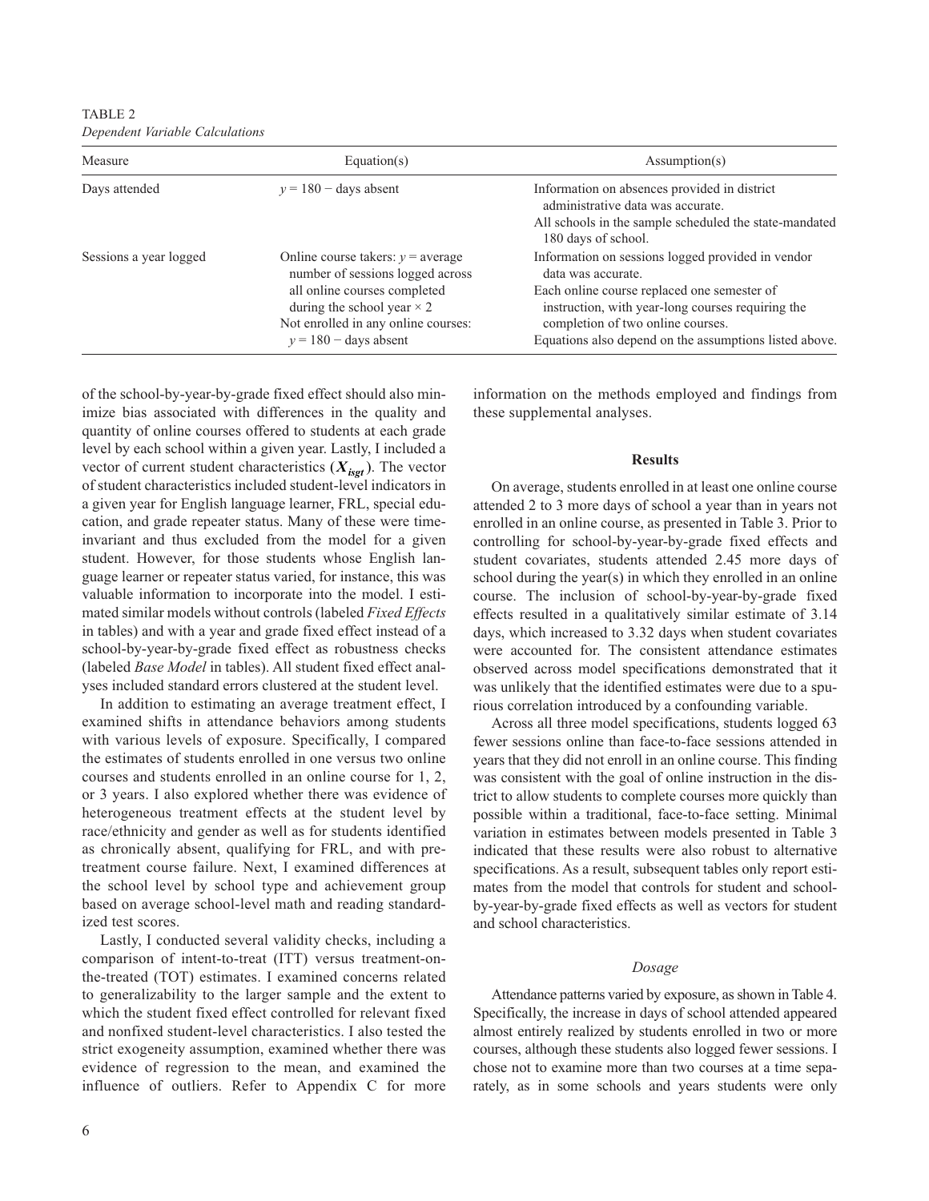TABLE 2

*Dependent Variable Calculations*

| Measure | Equation(s) | Assumption(s) |
|---|---|---|
| Days attended | $y = 180 -$ days absent | Information on absences provided in district administrative data was accurate. All schools in the sample scheduled the state-mandated 180 days of school. |
| Sessions a year logged | Online course takers: $y =$ average number of sessions logged across all online courses completed during the school year $\times 2$ Not enrolled in any online courses: $y = 180 -$ days absent | Information on sessions logged provided in vendor data was accurate. Each online course replaced one semester of instruction, with year-long courses requiring the completion of two online courses. Equations also depend on the assumptions listed above. |

of the school-by-year-by-grade fixed effect should also minimize bias associated with differences in the quality and quantity of online courses offered to students at each grade level by each school within a given year. Lastly, I included a vector of current student characteristics ($\boldsymbol{X_{isgt}}$). The vector of student characteristics included student-level indicators in a given year for English language learner, FRL, special education, and grade repeater status. Many of these were time-invariant and thus excluded from the model for a given student. However, for those students whose English language learner or repeater status varied, for instance, this was valuable information to incorporate into the model. I estimated similar models without controls (labeled *Fixed Effects* in tables) and with a year and grade fixed effect instead of a school-by-year-by-grade fixed effect as robustness checks (labeled *Base Model* in tables). All student fixed effect analyses included standard errors clustered at the student level.

In addition to estimating an average treatment effect, I examined shifts in attendance behaviors among students with various levels of exposure. Specifically, I compared the estimates of students enrolled in one versus two online courses and students enrolled in an online course for 1, 2, or 3 years. I also explored whether there was evidence of heterogeneous treatment effects at the student level by race/ethnicity and gender as well as for students identified as chronically absent, qualifying for FRL, and with pre-treatment course failure. Next, I examined differences at the school level by school type and achievement group based on average school-level math and reading standardized test scores.

Lastly, I conducted several validity checks, including a comparison of intent-to-treat (ITT) versus treatment-on-the-treated (TOT) estimates. I examined concerns related to generalizability to the larger sample and the extent to which the student fixed effect controlled for relevant fixed and nonfixed student-level characteristics. I also tested the strict exogeneity assumption, examined whether there was evidence of regression to the mean, and examined the influence of outliers. Refer to Appendix C for more information on the methods employed and findings from these supplemental analyses.

## Results

On average, students enrolled in at least one online course attended 2 to 3 more days of school a year than in years not enrolled in an online course, as presented in Table 3. Prior to controlling for school-by-year-by-grade fixed effects and student covariates, students attended 2.45 more days of school during the year(s) in which they enrolled in an online course. The inclusion of school-by-year-by-grade fixed effects resulted in a qualitatively similar estimate of 3.14 days, which increased to 3.32 days when student covariates were accounted for. The consistent attendance estimates observed across model specifications demonstrated that it was unlikely that the identified estimates were due to a spurious correlation introduced by a confounding variable.

Across all three model specifications, students logged 63 fewer sessions online than face-to-face sessions attended in years that they did not enroll in an online course. This finding was consistent with the goal of online instruction in the district to allow students to complete courses more quickly than possible within a traditional, face-to-face setting. Minimal variation in estimates between models presented in Table 3 indicated that these results were also robust to alternative specifications. As a result, subsequent tables only report estimates from the model that controls for student and school-by-year-by-grade fixed effects as well as vectors for student and school characteristics.

### *Dosage*

Attendance patterns varied by exposure, as shown in Table 4. Specifically, the increase in days of school attended appeared almost entirely realized by students enrolled in two or more courses, although these students also logged fewer sessions. I chose not to examine more than two courses at a time separately, as in some schools and years students were only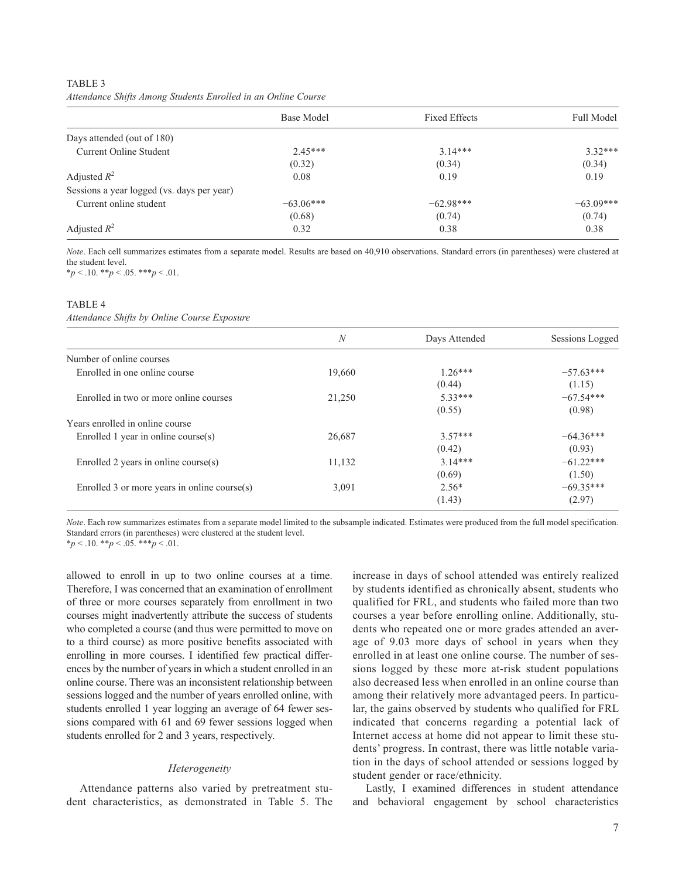TABLE 3

*Attendance Shifts Among Students Enrolled in an Online Course*

| | Base Model | Fixed Effects | Full Model |
|---|---|---|---|
| Days attended (out of 180) | | | |
| Current Online Student | 2.45*** | 3.14*** | 3.32*** |
| | (0.32) | (0.34) | (0.34) |
| Adjusted $R^2$ | 0.08 | 0.19 | 0.19 |
| Sessions a year logged (vs. days per year) | | | |
| Current online student | −63.06*** | −62.98*** | −63.09*** |
| | (0.68) | (0.74) | (0.74) |
| Adjusted $R^2$ | 0.32 | 0.38 | 0.38 |

*Note*. Each cell summarizes estimates from a separate model. Results are based on 40,910 observations. Standard errors (in parentheses) were clustered at the student level.
*$p < .10$. **$p < .05$. ***$p < .01$.

TABLE 4

*Attendance Shifts by Online Course Exposure*

| | $N$ | Days Attended | Sessions Logged |
|---|---|---|---|
| Number of online courses | | | |
| Enrolled in one online course | 19,660 | 1.26*** | −57.63*** |
| | | (0.44) | (1.15) |
| Enrolled in two or more online courses | 21,250 | 5.33*** | −67.54*** |
| | | (0.55) | (0.98) |
| Years enrolled in online course | | | |
| Enrolled 1 year in online course(s) | 26,687 | 3.57*** | −64.36*** |
| | | (0.42) | (0.93) |
| Enrolled 2 years in online course(s) | 11,132 | 3.14*** | −61.22*** |
| | | (0.69) | (1.50) |
| Enrolled 3 or more years in online course(s) | 3,091 | 2.56* | −69.35*** |
| | | (1.43) | (2.97) |

*Note*. Each row summarizes estimates from a separate model limited to the subsample indicated. Estimates were produced from the full model specification. Standard errors (in parentheses) were clustered at the student level.
*$p < .10$. **$p < .05$. ***$p < .01$.

allowed to enroll in up to two online courses at a time. Therefore, I was concerned that an examination of enrollment of three or more courses separately from enrollment in two courses might inadvertently attribute the success of students who completed a course (and thus were permitted to move on to a third course) as more positive benefits associated with enrolling in more courses. I identified few practical differences by the number of years in which a student enrolled in an online course. There was an inconsistent relationship between sessions logged and the number of years enrolled online, with students enrolled 1 year logging an average of 64 fewer sessions compared with 61 and 69 fewer sessions logged when students enrolled for 2 and 3 years, respectively.

### *Heterogeneity*

Attendance patterns also varied by pretreatment student characteristics, as demonstrated in Table 5. The increase in days of school attended was entirely realized by students identified as chronically absent, students who qualified for FRL, and students who failed more than two courses a year before enrolling online. Additionally, students who repeated one or more grades attended an average of 9.03 more days of school in years when they enrolled in at least one online course. The number of sessions logged by these more at-risk student populations also decreased less when enrolled in an online course than among their relatively more advantaged peers. In particular, the gains observed by students who qualified for FRL indicated that concerns regarding a potential lack of Internet access at home did not appear to limit these students' progress. In contrast, there was little notable variation in the days of school attended or sessions logged by student gender or race/ethnicity.

Lastly, I examined differences in student attendance and behavioral engagement by school characteristics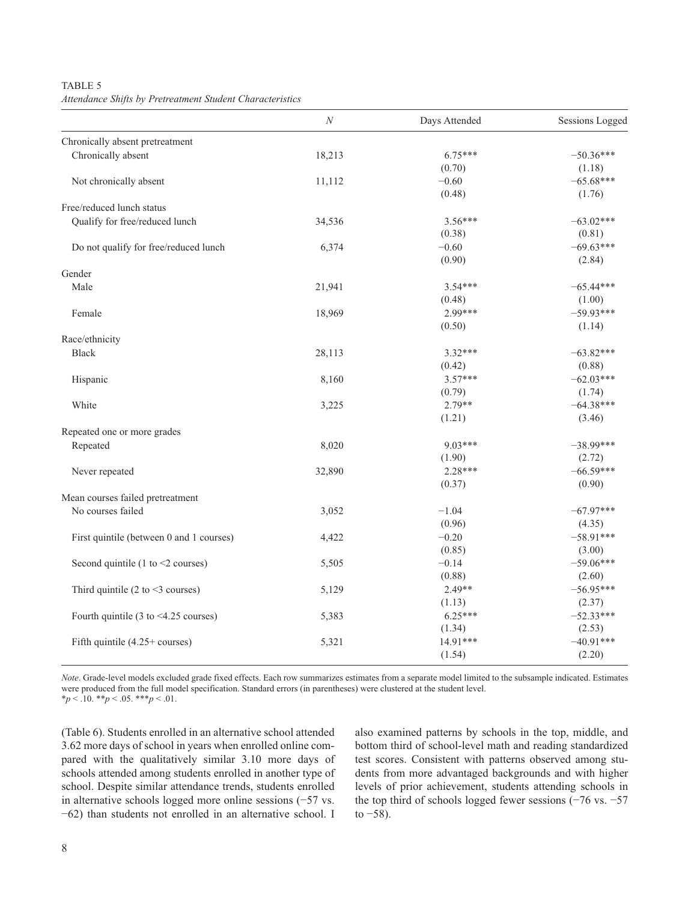TABLE 5
*Attendance Shifts by Pretreatment Student Characteristics*

| | *N* | Days Attended | Sessions Logged |
|---|---|---|---|
| Chronically absent pretreatment | | | |
| Chronically absent | 18,213 | 6.75*** | −50.36*** |
| | | (0.70) | (1.18) |
| Not chronically absent | 11,112 | −0.60 | −65.68*** |
| | | (0.48) | (1.76) |
| Free/reduced lunch status | | | |
| Qualify for free/reduced lunch | 34,536 | 3.56*** | −63.02*** |
| | | (0.38) | (0.81) |
| Do not qualify for free/reduced lunch | 6,374 | −0.60 | −69.63*** |
| | | (0.90) | (2.84) |
| Gender | | | |
| Male | 21,941 | 3.54*** | −65.44*** |
| | | (0.48) | (1.00) |
| Female | 18,969 | 2.99*** | −59.93*** |
| | | (0.50) | (1.14) |
| Race/ethnicity | | | |
| Black | 28,113 | 3.32*** | −63.82*** |
| | | (0.42) | (0.88) |
| Hispanic | 8,160 | 3.57*** | −62.03*** |
| | | (0.79) | (1.74) |
| White | 3,225 | 2.79** | −64.38*** |
| | | (1.21) | (3.46) |
| Repeated one or more grades | | | |
| Repeated | 8,020 | 9.03*** | −38.99*** |
| | | (1.90) | (2.72) |
| Never repeated | 32,890 | 2.28*** | −66.59*** |
| | | (0.37) | (0.90) |
| Mean courses failed pretreatment | | | |
| No courses failed | 3,052 | −1.04 | −67.97*** |
| | | (0.96) | (4.35) |
| First quintile (between 0 and 1 courses) | 4,422 | −0.20 | −58.91*** |
| | | (0.85) | (3.00) |
| Second quintile (1 to <2 courses) | 5,505 | −0.14 | −59.06*** |
| | | (0.88) | (2.60) |
| Third quintile (2 to <3 courses) | 5,129 | 2.49** | −56.95*** |
| | | (1.13) | (2.37) |
| Fourth quintile (3 to <4.25 courses) | 5,383 | 6.25*** | −52.33*** |
| | | (1.34) | (2.53) |
| Fifth quintile (4.25+ courses) | 5,321 | 14.91*** | −40.91*** |
| | | (1.54) | (2.20) |

*Note*. Grade-level models excluded grade fixed effects. Each row summarizes estimates from a separate model limited to the subsample indicated. Estimates were produced from the full model specification. Standard errors (in parentheses) were clustered at the student level.
\**p* < .10. \*\**p* < .05. \*\*\**p* < .01.

(Table 6). Students enrolled in an alternative school attended 3.62 more days of school in years when enrolled online compared with the qualitatively similar 3.10 more days of schools attended among students enrolled in another type of school. Despite similar attendance trends, students enrolled in alternative schools logged more online sessions (−57 vs. −62) than students not enrolled in an alternative school. I also examined patterns by schools in the top, middle, and bottom third of school-level math and reading standardized test scores. Consistent with patterns observed among students from more advantaged backgrounds and with higher levels of prior achievement, students attending schools in the top third of schools logged fewer sessions (−76 vs. −57 to −58).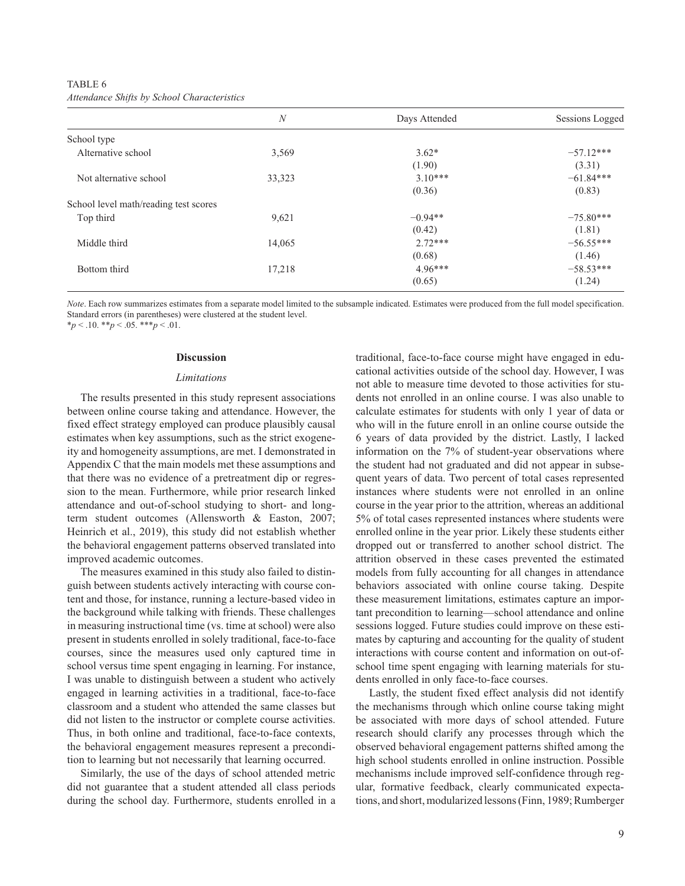TABLE 6
*Attendance Shifts by School Characteristics*

| | *N* | Days Attended | Sessions Logged |
|---|---|---|---|
| School type | | | |
| Alternative school | 3,569 | 3.62* | −57.12*** |
| | | (1.90) | (3.31) |
| Not alternative school | 33,323 | 3.10*** | −61.84*** |
| | | (0.36) | (0.83) |
| School level math/reading test scores | | | |
| Top third | 9,621 | −0.94** | −75.80*** |
| | | (0.42) | (1.81) |
| Middle third | 14,065 | 2.72*** | −56.55*** |
| | | (0.68) | (1.46) |
| Bottom third | 17,218 | 4.96*** | −58.53*** |
| | | (0.65) | (1.24) |

*Note*. Each row summarizes estimates from a separate model limited to the subsample indicated. Estimates were produced from the full model specification. Standard errors (in parentheses) were clustered at the student level.
*$p < .10$. **$p < .05$. ***$p < .01$.

## Discussion

### *Limitations*

The results presented in this study represent associations between online course taking and attendance. However, the fixed effect strategy employed can produce plausibly causal estimates when key assumptions, such as the strict exogeneity and homogeneity assumptions, are met. I demonstrated in Appendix C that the main models met these assumptions and that there was no evidence of a pretreatment dip or regression to the mean. Furthermore, while prior research linked attendance and out-of-school studying to short- and long-term student outcomes (Allensworth & Easton, 2007; Heinrich et al., 2019), this study did not establish whether the behavioral engagement patterns observed translated into improved academic outcomes.

The measures examined in this study also failed to distinguish between students actively interacting with course content and those, for instance, running a lecture-based video in the background while talking with friends. These challenges in measuring instructional time (vs. time at school) were also present in students enrolled in solely traditional, face-to-face courses, since the measures used only captured time in school versus time spent engaging in learning. For instance, I was unable to distinguish between a student who actively engaged in learning activities in a traditional, face-to-face classroom and a student who attended the same classes but did not listen to the instructor or complete course activities. Thus, in both online and traditional, face-to-face contexts, the behavioral engagement measures represent a precondition to learning but not necessarily that learning occurred.

Similarly, the use of the days of school attended metric did not guarantee that a student attended all class periods during the school day. Furthermore, students enrolled in a traditional, face-to-face course might have engaged in educational activities outside of the school day. However, I was not able to measure time devoted to those activities for students not enrolled in an online course. I was also unable to calculate estimates for students with only 1 year of data or who will in the future enroll in an online course outside the 6 years of data provided by the district. Lastly, I lacked information on the 7% of student-year observations where the student had not graduated and did not appear in subsequent years of data. Two percent of total cases represented instances where students were not enrolled in an online course in the year prior to the attrition, whereas an additional 5% of total cases represented instances where students were enrolled online in the year prior. Likely these students either dropped out or transferred to another school district. The attrition observed in these cases prevented the estimated models from fully accounting for all changes in attendance behaviors associated with online course taking. Despite these measurement limitations, estimates capture an important precondition to learning—school attendance and online sessions logged. Future studies could improve on these estimates by capturing and accounting for the quality of student interactions with course content and information on out-of-school time spent engaging with learning materials for students enrolled in only face-to-face courses.

Lastly, the student fixed effect analysis did not identify the mechanisms through which online course taking might be associated with more days of school attended. Future research should clarify any processes through which the observed behavioral engagement patterns shifted among the high school students enrolled in online instruction. Possible mechanisms include improved self-confidence through regular, formative feedback, clearly communicated expectations, and short, modularized lessons (Finn, 1989; Rumberger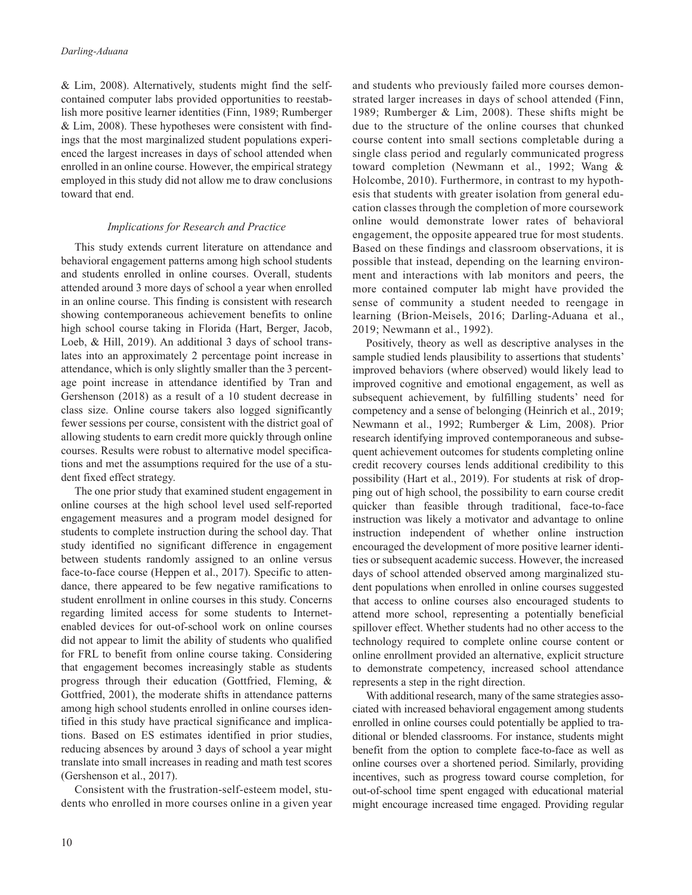& Lim, 2008). Alternatively, students might find the self-contained computer labs provided opportunities to reestablish more positive learner identities (Finn, 1989; Rumberger & Lim, 2008). These hypotheses were consistent with findings that the most marginalized student populations experienced the largest increases in days of school attended when enrolled in an online course. However, the empirical strategy employed in this study did not allow me to draw conclusions toward that end.

### *Implications for Research and Practice*

This study extends current literature on attendance and behavioral engagement patterns among high school students and students enrolled in online courses. Overall, students attended around 3 more days of school a year when enrolled in an online course. This finding is consistent with research showing contemporaneous achievement benefits to online high school course taking in Florida (Hart, Berger, Jacob, Loeb, & Hill, 2019). An additional 3 days of school translates into an approximately 2 percentage point increase in attendance, which is only slightly smaller than the 3 percentage point increase in attendance identified by Tran and Gershenson (2018) as a result of a 10 student decrease in class size. Online course takers also logged significantly fewer sessions per course, consistent with the district goal of allowing students to earn credit more quickly through online courses. Results were robust to alternative model specifications and met the assumptions required for the use of a student fixed effect strategy.

The one prior study that examined student engagement in online courses at the high school level used self-reported engagement measures and a program model designed for students to complete instruction during the school day. That study identified no significant difference in engagement between students randomly assigned to an online versus face-to-face course (Heppen et al., 2017). Specific to attendance, there appeared to be few negative ramifications to student enrollment in online courses in this study. Concerns regarding limited access for some students to Internet-enabled devices for out-of-school work on online courses did not appear to limit the ability of students who qualified for FRL to benefit from online course taking. Considering that engagement becomes increasingly stable as students progress through their education (Gottfried, Fleming, & Gottfried, 2001), the moderate shifts in attendance patterns among high school students enrolled in online courses identified in this study have practical significance and implications. Based on ES estimates identified in prior studies, reducing absences by around 3 days of school a year might translate into small increases in reading and math test scores (Gershenson et al., 2017).

Consistent with the frustration-self-esteem model, students who enrolled in more courses online in a given year and students who previously failed more courses demonstrated larger increases in days of school attended (Finn, 1989; Rumberger & Lim, 2008). These shifts might be due to the structure of the online courses that chunked course content into small sections completable during a single class period and regularly communicated progress toward completion (Newmann et al., 1992; Wang & Holcombe, 2010). Furthermore, in contrast to my hypothesis that students with greater isolation from general education classes through the completion of more coursework online would demonstrate lower rates of behavioral engagement, the opposite appeared true for most students. Based on these findings and classroom observations, it is possible that instead, depending on the learning environment and interactions with lab monitors and peers, the more contained computer lab might have provided the sense of community a student needed to reengage in learning (Brion-Meisels, 2016; Darling-Aduana et al., 2019; Newmann et al., 1992).

Positively, theory as well as descriptive analyses in the sample studied lends plausibility to assertions that students' improved behaviors (where observed) would likely lead to improved cognitive and emotional engagement, as well as subsequent achievement, by fulfilling students' need for competency and a sense of belonging (Heinrich et al., 2019; Newmann et al., 1992; Rumberger & Lim, 2008). Prior research identifying improved contemporaneous and subsequent achievement outcomes for students completing online credit recovery courses lends additional credibility to this possibility (Hart et al., 2019). For students at risk of dropping out of high school, the possibility to earn course credit quicker than feasible through traditional, face-to-face instruction was likely a motivator and advantage to online instruction independent of whether online instruction encouraged the development of more positive learner identities or subsequent academic success. However, the increased days of school attended observed among marginalized student populations when enrolled in online courses suggested that access to online courses also encouraged students to attend more school, representing a potentially beneficial spillover effect. Whether students had no other access to the technology required to complete online course content or online enrollment provided an alternative, explicit structure to demonstrate competency, increased school attendance represents a step in the right direction.

With additional research, many of the same strategies associated with increased behavioral engagement among students enrolled in online courses could potentially be applied to traditional or blended classrooms. For instance, students might benefit from the option to complete face-to-face as well as online courses over a shortened period. Similarly, providing incentives, such as progress toward course completion, for out-of-school time spent engaged with educational material might encourage increased time engaged. Providing regular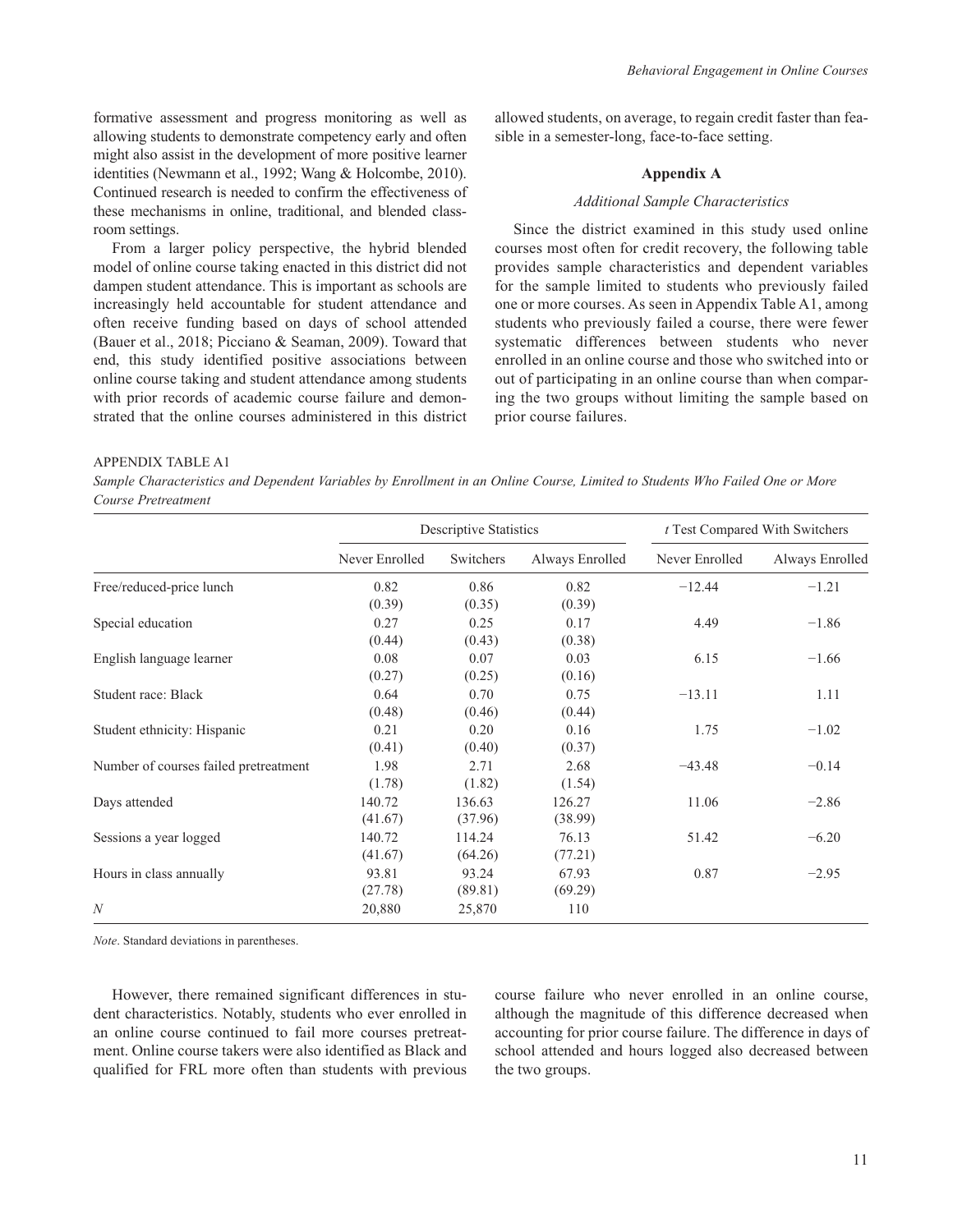formative assessment and progress monitoring as well as allowing students to demonstrate competency early and often might also assist in the development of more positive learner identities (Newmann et al., 1992; Wang & Holcombe, 2010). Continued research is needed to confirm the effectiveness of these mechanisms in online, traditional, and blended classroom settings.

From a larger policy perspective, the hybrid blended model of online course taking enacted in this district did not dampen student attendance. This is important as schools are increasingly held accountable for student attendance and often receive funding based on days of school attended (Bauer et al., 2018; Picciano & Seaman, 2009). Toward that end, this study identified positive associations between online course taking and student attendance among students with prior records of academic course failure and demonstrated that the online courses administered in this district allowed students, on average, to regain credit faster than feasible in a semester-long, face-to-face setting.

## Appendix A

### *Additional Sample Characteristics*

Since the district examined in this study used online courses most often for credit recovery, the following table provides sample characteristics and dependent variables for the sample limited to students who previously failed one or more courses. As seen in Appendix Table A1, among students who previously failed a course, there were fewer systematic differences between students who never enrolled in an online course and those who switched into or out of participating in an online course than when comparing the two groups without limiting the sample based on prior course failures.

APPENDIX TABLE A1

*Sample Characteristics and Dependent Variables by Enrollment in an Online Course, Limited to Students Who Failed One or More Course Pretreatment*

| | Descriptive Statistics | | | *t* Test Compared With Switchers | |
|---|---|---|---|---|---|
| | Never Enrolled | Switchers | Always Enrolled | Never Enrolled | Always Enrolled |
| Free/reduced-price lunch | 0.82 (0.39) | 0.86 (0.35) | 0.82 (0.39) | −12.44 | −1.21 |
| Special education | 0.27 (0.44) | 0.25 (0.43) | 0.17 (0.38) | 4.49 | −1.86 |
| English language learner | 0.08 (0.27) | 0.07 (0.25) | 0.03 (0.16) | 6.15 | −1.66 |
| Student race: Black | 0.64 (0.48) | 0.70 (0.46) | 0.75 (0.44) | −13.11 | 1.11 |
| Student ethnicity: Hispanic | 0.21 (0.41) | 0.20 (0.40) | 0.16 (0.37) | 1.75 | −1.02 |
| Number of courses failed pretreatment | 1.98 (1.78) | 2.71 (1.82) | 2.68 (1.54) | −43.48 | −0.14 |
| Days attended | 140.72 (41.67) | 136.63 (37.96) | 126.27 (38.99) | 11.06 | −2.86 |
| Sessions a year logged | 140.72 (41.67) | 114.24 (64.26) | 76.13 (77.21) | 51.42 | −6.20 |
| Hours in class annually | 93.81 (27.78) | 93.24 (89.81) | 67.93 (69.29) | 0.87 | −2.95 |
| *N* | 20,880 | 25,870 | 110 | | |

*Note*. Standard deviations in parentheses.

However, there remained significant differences in student characteristics. Notably, students who ever enrolled in an online course continued to fail more courses pretreatment. Online course takers were also identified as Black and qualified for FRL more often than students with previous course failure who never enrolled in an online course, although the magnitude of this difference decreased when accounting for prior course failure. The difference in days of school attended and hours logged also decreased between the two groups.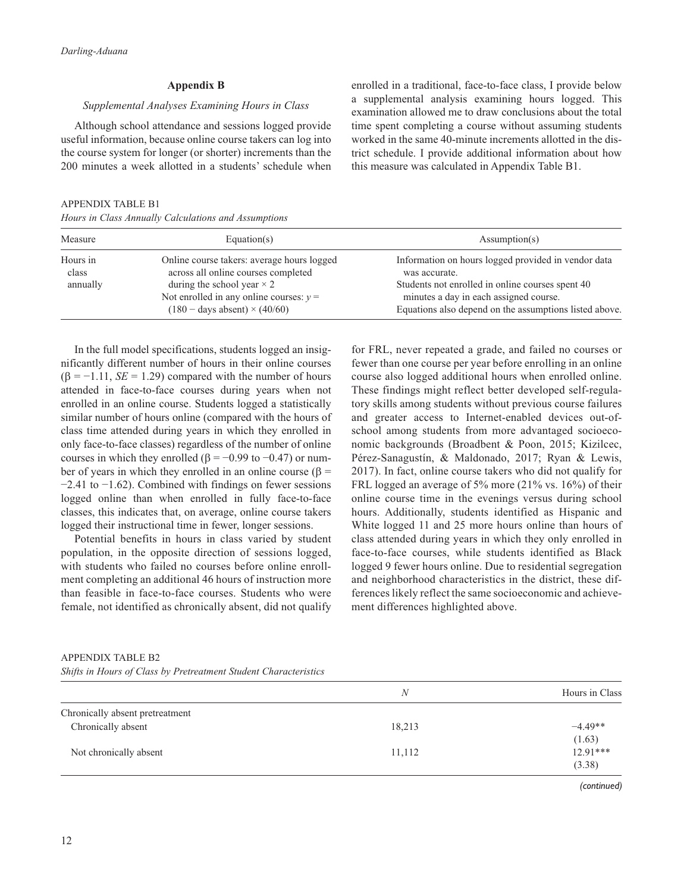## Appendix B

### *Supplemental Analyses Examining Hours in Class*

Although school attendance and sessions logged provide useful information, because online course takers can log into the course system for longer (or shorter) increments than the 200 minutes a week allotted in a students' schedule when enrolled in a traditional, face-to-face class, I provide below a supplemental analysis examining hours logged. This examination allowed me to draw conclusions about the total time spent completing a course without assuming students worked in the same 40-minute increments allotted in the district schedule. I provide additional information about how this measure was calculated in Appendix Table B1.

APPENDIX TABLE B1

*Hours in Class Annually Calculations and Assumptions*

| Measure | Equation(s) | Assumption(s) |
|---|---|---|
| Hours in class annually | Online course takers: average hours logged across all online courses completed during the school year × 2<br>Not enrolled in any online courses: $y = (180 - \text{days absent}) \times (40/60)$ | Information on hours logged provided in vendor data was accurate.<br>Students not enrolled in online courses spent 40 minutes a day in each assigned course.<br>Equations also depend on the assumptions listed above. |

In the full model specifications, students logged an insignificantly different number of hours in their online courses ($\beta = -1.11$, $SE = 1.29$) compared with the number of hours attended in face-to-face courses during years when not enrolled in an online course. Students logged a statistically similar number of hours online (compared with the hours of class time attended during years in which they enrolled in only face-to-face classes) regardless of the number of online courses in which they enrolled ($\beta = -0.99$ to $-0.47$) or number of years in which they enrolled in an online course ($\beta = -2.41$ to $-1.62$). Combined with findings on fewer sessions logged online than when enrolled in fully face-to-face classes, this indicates that, on average, online course takers logged their instructional time in fewer, longer sessions.

Potential benefits in hours in class varied by student population, in the opposite direction of sessions logged, with students who failed no courses before online enrollment completing an additional 46 hours of instruction more than feasible in face-to-face courses. Students who were female, not identified as chronically absent, did not qualify for FRL, never repeated a grade, and failed no courses or fewer than one course per year before enrolling in an online course also logged additional hours when enrolled online. These findings might reflect better developed self-regulatory skills among students without previous course failures and greater access to Internet-enabled devices out-of-school among students from more advantaged socioeconomic backgrounds (Broadbent & Poon, 2015; Kizilcec, Pérez-Sanagustín, & Maldonado, 2017; Ryan & Lewis, 2017). In fact, online course takers who did not qualify for FRL logged an average of 5% more (21% vs. 16%) of their online course time in the evenings versus during school hours. Additionally, students identified as Hispanic and White logged 11 and 25 more hours online than hours of class attended during years in which they only enrolled in face-to-face courses, while students identified as Black logged 9 fewer hours online. Due to residential segregation and neighborhood characteristics in the district, these differences likely reflect the same socioeconomic and achievement differences highlighted above.

APPENDIX TABLE B2

*Shifts in Hours of Class by Pretreatment Student Characteristics*

| | *N* | Hours in Class |
|---|---|---|
| Chronically absent pretreatment | | |
| Chronically absent | 18,213 | −4.49** |
| | | (1.63) |
| Not chronically absent | 11,112 | 12.91*** |
| | | (3.38) |

*(continued)*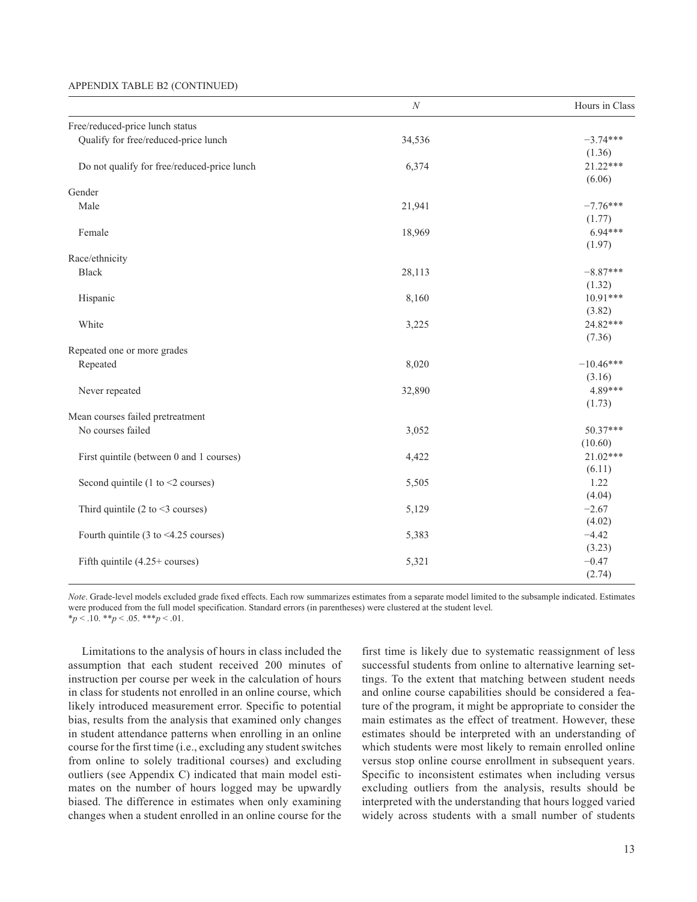APPENDIX TABLE B2 (CONTINUED)

| | $N$ | Hours in Class |
|---|---|---|
| Free/reduced-price lunch status | | |
| Qualify for free/reduced-price lunch | 34,536 | −3.74*** |
| | | (1.36) |
| Do not qualify for free/reduced-price lunch | 6,374 | 21.22*** |
| | | (6.06) |
| Gender | | |
| Male | 21,941 | −7.76*** |
| | | (1.77) |
| Female | 18,969 | 6.94*** |
| | | (1.97) |
| Race/ethnicity | | |
| Black | 28,113 | −8.87*** |
| | | (1.32) |
| Hispanic | 8,160 | 10.91*** |
| | | (3.82) |
| White | 3,225 | 24.82*** |
| | | (7.36) |
| Repeated one or more grades | | |
| Repeated | 8,020 | −10.46*** |
| | | (3.16) |
| Never repeated | 32,890 | 4.89*** |
| | | (1.73) |
| Mean courses failed pretreatment | | |
| No courses failed | 3,052 | 50.37*** |
| | | (10.60) |
| First quintile (between 0 and 1 courses) | 4,422 | 21.02*** |
| | | (6.11) |
| Second quintile (1 to <2 courses) | 5,505 | 1.22 |
| | | (4.04) |
| Third quintile (2 to <3 courses) | 5,129 | −2.67 |
| | | (4.02) |
| Fourth quintile (3 to <4.25 courses) | 5,383 | −4.42 |
| | | (3.23) |
| Fifth quintile (4.25+ courses) | 5,321 | −0.47 |
| | | (2.74) |

*Note*. Grade-level models excluded grade fixed effects. Each row summarizes estimates from a separate model limited to the subsample indicated. Estimates were produced from the full model specification. Standard errors (in parentheses) were clustered at the student level.
*$p < .10$. **$p < .05$. ***$p < .01$.

Limitations to the analysis of hours in class included the assumption that each student received 200 minutes of instruction per course per week in the calculation of hours in class for students not enrolled in an online course, which likely introduced measurement error. Specific to potential bias, results from the analysis that examined only changes in student attendance patterns when enrolling in an online course for the first time (i.e., excluding any student switches from online to solely traditional courses) and excluding outliers (see Appendix C) indicated that main model estimates on the number of hours logged may be upwardly biased. The difference in estimates when only examining changes when a student enrolled in an online course for the first time is likely due to systematic reassignment of less successful students from online to alternative learning settings. To the extent that matching between student needs and online course capabilities should be considered a feature of the program, it might be appropriate to consider the main estimates as the effect of treatment. However, these estimates should be interpreted with an understanding of which students were most likely to remain enrolled online versus stop online course enrollment in subsequent years. Specific to inconsistent estimates when including versus excluding outliers from the analysis, results should be interpreted with the understanding that hours logged varied widely across students with a small number of students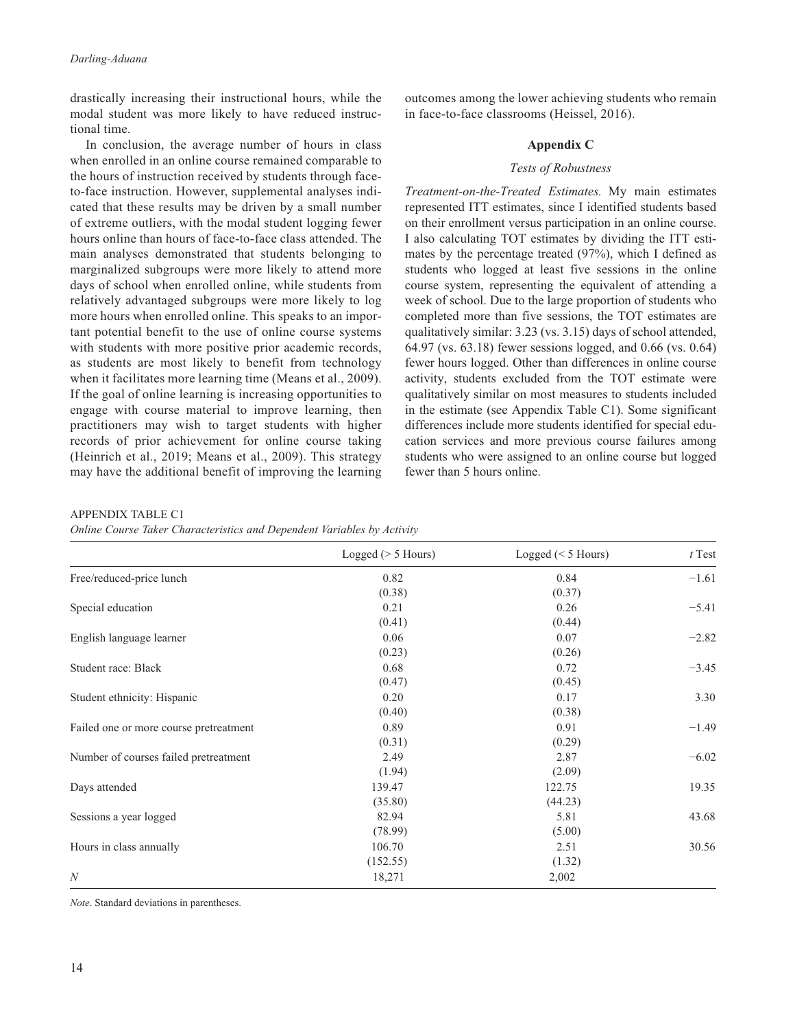drastically increasing their instructional hours, while the modal student was more likely to have reduced instructional time.

In conclusion, the average number of hours in class when enrolled in an online course remained comparable to the hours of instruction received by students through face-to-face instruction. However, supplemental analyses indicated that these results may be driven by a small number of extreme outliers, with the modal student logging fewer hours online than hours of face-to-face class attended. The main analyses demonstrated that students belonging to marginalized subgroups were more likely to attend more days of school when enrolled online, while students from relatively advantaged subgroups were more likely to log more hours when enrolled online. This speaks to an important potential benefit to the use of online course systems with students with more positive prior academic records, as students are most likely to benefit from technology when it facilitates more learning time (Means et al., 2009). If the goal of online learning is increasing opportunities to engage with course material to improve learning, then practitioners may wish to target students with higher records of prior achievement for online course taking (Heinrich et al., 2019; Means et al., 2009). This strategy may have the additional benefit of improving the learning outcomes among the lower achieving students who remain in face-to-face classrooms (Heissel, 2016).

## Appendix C

### *Tests of Robustness*

*Treatment-on-the-Treated Estimates.* My main estimates represented ITT estimates, since I identified students based on their enrollment versus participation in an online course. I also calculating TOT estimates by dividing the ITT estimates by the percentage treated (97%), which I defined as students who logged at least five sessions in the online course system, representing the equivalent of attending a week of school. Due to the large proportion of students who completed more than five sessions, the TOT estimates are qualitatively similar: 3.23 (vs. 3.15) days of school attended, 64.97 (vs. 63.18) fewer sessions logged, and 0.66 (vs. 0.64) fewer hours logged. Other than differences in online course activity, students excluded from the TOT estimate were qualitatively similar on most measures to students included in the estimate (see Appendix Table C1). Some significant differences include more students identified for special education services and more previous course failures among students who were assigned to an online course but logged fewer than 5 hours online.

APPENDIX TABLE C1

*Online Course Taker Characteristics and Dependent Variables by Activity*

| | Logged (> 5 Hours) | Logged (< 5 Hours) | *t* Test |
|---|---|---|---|
| Free/reduced-price lunch | 0.82 | 0.84 | −1.61 |
| | (0.38) | (0.37) | |
| Special education | 0.21 | 0.26 | −5.41 |
| | (0.41) | (0.44) | |
| English language learner | 0.06 | 0.07 | −2.82 |
| | (0.23) | (0.26) | |
| Student race: Black | 0.68 | 0.72 | −3.45 |
| | (0.47) | (0.45) | |
| Student ethnicity: Hispanic | 0.20 | 0.17 | 3.30 |
| | (0.40) | (0.38) | |
| Failed one or more course pretreatment | 0.89 | 0.91 | −1.49 |
| | (0.31) | (0.29) | |
| Number of courses failed pretreatment | 2.49 | 2.87 | −6.02 |
| | (1.94) | (2.09) | |
| Days attended | 139.47 | 122.75 | 19.35 |
| | (35.80) | (44.23) | |
| Sessions a year logged | 82.94 | 5.81 | 43.68 |
| | (78.99) | (5.00) | |
| Hours in class annually | 106.70 | 2.51 | 30.56 |
| | (152.55) | (1.32) | |
| *N* | 18,271 | 2,002 | |

*Note*. Standard deviations in parentheses.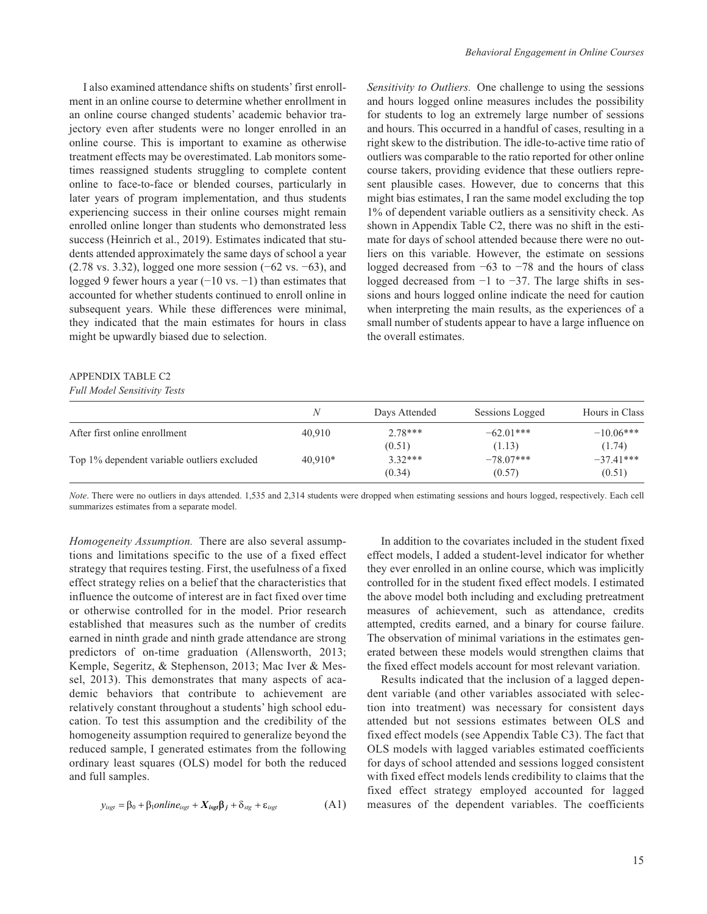I also examined attendance shifts on students' first enrollment in an online course to determine whether enrollment in an online course changed students' academic behavior trajectory even after students were no longer enrolled in an online course. This is important to examine as otherwise treatment effects may be overestimated. Lab monitors sometimes reassigned students struggling to complete content online to face-to-face or blended courses, particularly in later years of program implementation, and thus students experiencing success in their online courses might remain enrolled online longer than students who demonstrated less success (Heinrich et al., 2019). Estimates indicated that students attended approximately the same days of school a year (2.78 vs. 3.32), logged one more session (−62 vs. −63), and logged 9 fewer hours a year (−10 vs. −1) than estimates that accounted for whether students continued to enroll online in subsequent years. While these differences were minimal, they indicated that the main estimates for hours in class might be upwardly biased due to selection.

*Sensitivity to Outliers.* One challenge to using the sessions and hours logged online measures includes the possibility for students to log an extremely large number of sessions and hours. This occurred in a handful of cases, resulting in a right skew to the distribution. The idle-to-active ratio of outliers was comparable to the ratio reported for other online course takers, providing evidence that these outliers represent plausible cases. However, due to concerns that this might bias estimates, I ran the same model excluding the top 1% of dependent variable outliers as a sensitivity check. As shown in Appendix Table C2, there was no shift in the estimate for days of school attended because there were no outliers on this variable. However, the estimate on sessions logged decreased from −63 to −78 and the hours of class logged decreased from −1 to −37. The large shifts in sessions and hours logged online indicate the need for caution when interpreting the main results, as the experiences of a small number of students appear to have a large influence on the overall estimates.

APPENDIX TABLE C2
*Full Model Sensitivity Tests*

| | *N* | Days Attended | Sessions Logged | Hours in Class |
|---|---|---|---|---|
| After first online enrollment | 40,910 | 2.78*** | −62.01*** | −10.06*** |
| | | (0.51) | (1.13) | (1.74) |
| Top 1% dependent variable outliers excluded | 40,910* | 3.32*** | −78.07*** | −37.41*** |
| | | (0.34) | (0.57) | (0.51) |

*Note*. There were no outliers in days attended. 1,535 and 2,314 students were dropped when estimating sessions and hours logged, respectively. Each cell summarizes estimates from a separate model.

*Homogeneity Assumption.* There are also several assumptions and limitations specific to the use of a fixed effect strategy that requires testing. First, the usefulness of a fixed effect strategy relies on a belief that the characteristics that influence the outcome of interest are in fact fixed over time or otherwise controlled for in the model. Prior research established that measures such as the number of credits earned in ninth grade and ninth grade attendance are strong predictors of on-time graduation (Allensworth, 2013; Kemple, Segeritz, & Stephenson, 2013; Mac Iver & Messel, 2013). This demonstrates that many aspects of academic behaviors that contribute to achievement are relatively constant throughout a students' high school education. To test this assumption and the credibility of the homogeneity assumption required to generalize beyond the reduced sample, I generated estimates from the following ordinary least squares (OLS) model for both the reduced and full samples.

$$y_{isgt} = \beta_0 + \beta_1 online_{isgt} + \boldsymbol{X_{isgt}\beta_j} + \delta_{stg} + \varepsilon_{isgt} \quad \text{(A1)}$$

In addition to the covariates included in the student fixed effect models, I added a student-level indicator for whether they ever enrolled in an online course, which was implicitly controlled for in the student fixed effect models. I estimated the above model both including and excluding pretreatment measures of achievement, such as attendance, credits attempted, credits earned, and a binary for course failure. The observation of minimal variations in the estimates generated between these models would strengthen claims that the fixed effect models account for most relevant variation.

Results indicated that the inclusion of a lagged dependent variable (and other variables associated with selection into treatment) was necessary for consistent days attended but not sessions estimates between OLS and fixed effect models (see Appendix Table C3). The fact that OLS models with lagged variables estimated coefficients for days of school attended and sessions logged consistent with fixed effect models lends credibility to claims that the fixed effect strategy employed accounted for lagged measures of the dependent variables. The coefficients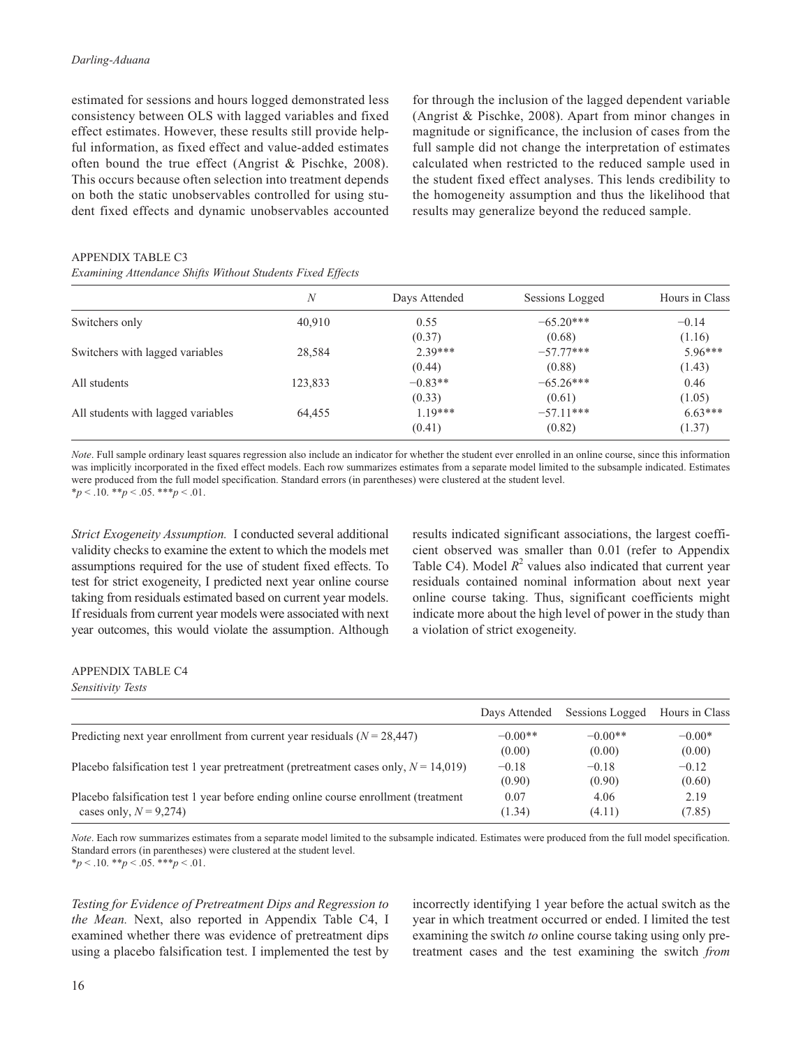estimated for sessions and hours logged demonstrated less consistency between OLS with lagged variables and fixed effect estimates. However, these results still provide helpful information, as fixed effect and value-added estimates often bound the true effect (Angrist & Pischke, 2008). This occurs because often selection into treatment depends on both the static unobservables controlled for using student fixed effects and dynamic unobservables accounted for through the inclusion of the lagged dependent variable (Angrist & Pischke, 2008). Apart from minor changes in magnitude or significance, the inclusion of cases from the full sample did not change the interpretation of estimates calculated when restricted to the reduced sample used in the student fixed effect analyses. This lends credibility to the homogeneity assumption and thus the likelihood that results may generalize beyond the reduced sample.

APPENDIX TABLE C3
*Examining Attendance Shifts Without Students Fixed Effects*

| | *N* | Days Attended | Sessions Logged | Hours in Class |
|---|---|---|---|---|
| Switchers only | 40,910 | 0.55 | −65.20*** | −0.14 |
| | | (0.37) | (0.68) | (1.16) |
| Switchers with lagged variables | 28,584 | 2.39*** | −57.77*** | 5.96*** |
| | | (0.44) | (0.88) | (1.43) |
| All students | 123,833 | −0.83** | −65.26*** | 0.46 |
| | | (0.33) | (0.61) | (1.05) |
| All students with lagged variables | 64,455 | 1.19*** | −57.11*** | 6.63*** |
| | | (0.41) | (0.82) | (1.37) |

*Note*. Full sample ordinary least squares regression also include an indicator for whether the student ever enrolled in an online course, since this information was implicitly incorporated in the fixed effect models. Each row summarizes estimates from a separate model limited to the subsample indicated. Estimates were produced from the full model specification. Standard errors (in parentheses) were clustered at the student level.
\*$p < .10$. \*\*$p < .05$. \*\*\*$p < .01$.

*Strict Exogeneity Assumption.* I conducted several additional validity checks to examine the extent to which the models met assumptions required for the use of student fixed effects. To test for strict exogeneity, I predicted next year online course taking from residuals estimated based on current year models. If residuals from current year models were associated with next year outcomes, this would violate the assumption. Although results indicated significant associations, the largest coefficient observed was smaller than 0.01 (refer to Appendix Table C4). Model $R^2$ values also indicated that current year residuals contained nominal information about next year online course taking. Thus, significant coefficients might indicate more about the high level of power in the study than a violation of strict exogeneity.

APPENDIX TABLE C4
*Sensitivity Tests*

| | Days Attended | Sessions Logged | Hours in Class |
|---|---|---|---|
| Predicting next year enrollment from current year residuals ($N = 28{,}447$) | −0.00** | −0.00** | −0.00* |
| | (0.00) | (0.00) | (0.00) |
| Placebo falsification test 1 year pretreatment (pretreatment cases only, $N = 14{,}019$) | −0.18 | −0.18 | −0.12 |
| | (0.90) | (0.90) | (0.60) |
| Placebo falsification test 1 year before ending online course enrollment (treatment cases only, $N = 9{,}274$) | 0.07 | 4.06 | 2.19 |
| | (1.34) | (4.11) | (7.85) |

*Note*. Each row summarizes estimates from a separate model limited to the subsample indicated. Estimates were produced from the full model specification. Standard errors (in parentheses) were clustered at the student level.
\*$p < .10$. \*\*$p < .05$. \*\*\*$p < .01$.

*Testing for Evidence of Pretreatment Dips and Regression to the Mean.* Next, also reported in Appendix Table C4, I examined whether there was evidence of pretreatment dips using a placebo falsification test. I implemented the test by incorrectly identifying 1 year before the actual switch as the year in which treatment occurred or ended. I limited the test examining the switch *to* online course taking using only pretreatment cases and the test examining the switch *from*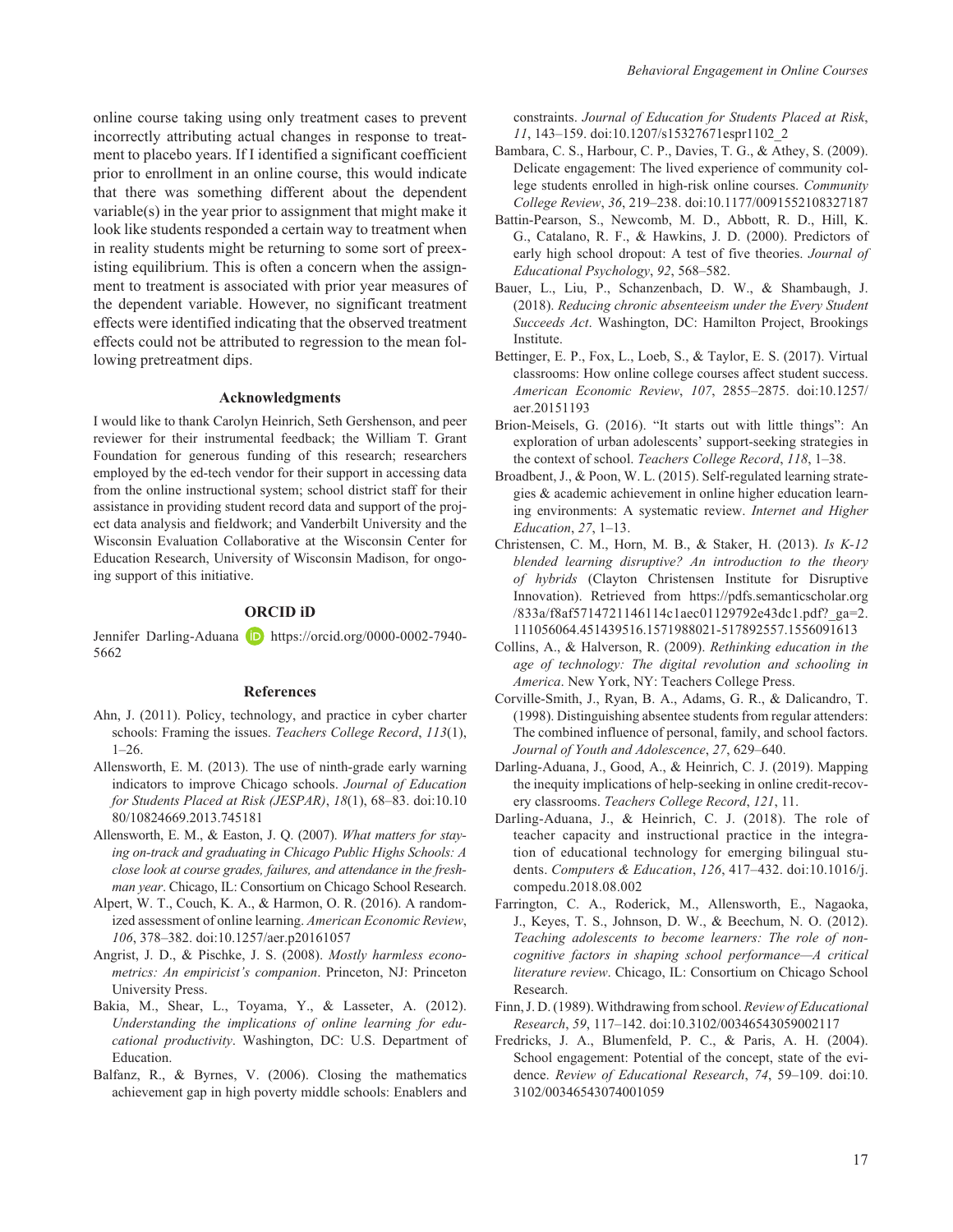online course taking using only treatment cases to prevent incorrectly attributing actual changes in response to treatment to placebo years. If I identified a significant coefficient prior to enrollment in an online course, this would indicate that there was something different about the dependent variable(s) in the year prior to assignment that might make it look like students responded a certain way to treatment when in reality students might be returning to some sort of preexisting equilibrium. This is often a concern when the assignment to treatment is associated with prior year measures of the dependent variable. However, no significant treatment effects were identified indicating that the observed treatment effects could not be attributed to regression to the mean following pretreatment dips.

## Acknowledgments

I would like to thank Carolyn Heinrich, Seth Gershenson, and peer reviewer for their instrumental feedback; the William T. Grant Foundation for generous funding of this research; researchers employed by the ed-tech vendor for their support in accessing data from the online instructional system; school district staff for their assistance in providing student record data and support of the project data analysis and fieldwork; and Vanderbilt University and the Wisconsin Evaluation Collaborative at the Wisconsin Center for Education Research, University of Wisconsin Madison, for ongoing support of this initiative.

## ORCID iD

Jennifer Darling-Aduana https://orcid.org/0000-0002-7940-5662

## References

Ahn, J. (2011). Policy, technology, and practice in cyber charter schools: Framing the issues. *Teachers College Record*, *113*(1), 1–26.

Allensworth, E. M. (2013). The use of ninth-grade early warning indicators to improve Chicago schools. *Journal of Education for Students Placed at Risk (JESPAR)*, *18*(1), 68–83. doi:10.1080/10824669.2013.745181

Allensworth, E. M., & Easton, J. Q. (2007). *What matters for staying on-track and graduating in Chicago Public Highs Schools: A close look at course grades, failures, and attendance in the freshman year*. Chicago, IL: Consortium on Chicago School Research.

Alpert, W. T., Couch, K. A., & Harmon, O. R. (2016). A randomized assessment of online learning. *American Economic Review*, *106*, 378–382. doi:10.1257/aer.p20161057

Angrist, J. D., & Pischke, J. S. (2008). *Mostly harmless econometrics: An empiricist's companion*. Princeton, NJ: Princeton University Press.

Bakia, M., Shear, L., Toyama, Y., & Lasseter, A. (2012). *Understanding the implications of online learning for educational productivity*. Washington, DC: U.S. Department of Education.

Balfanz, R., & Byrnes, V. (2006). Closing the mathematics achievement gap in high poverty middle schools: Enablers and constraints. *Journal of Education for Students Placed at Risk*, *11*, 143–159. doi:10.1207/s15327671espr1102_2

Bambara, C. S., Harbour, C. P., Davies, T. G., & Athey, S. (2009). Delicate engagement: The lived experience of community college students enrolled in high-risk online courses. *Community College Review*, *36*, 219–238. doi:10.1177/0091552108327187

Battin-Pearson, S., Newcomb, M. D., Abbott, R. D., Hill, K. G., Catalano, R. F., & Hawkins, J. D. (2000). Predictors of early high school dropout: A test of five theories. *Journal of Educational Psychology*, *92*, 568–582.

Bauer, L., Liu, P., Schanzenbach, D. W., & Shambaugh, J. (2018). *Reducing chronic absenteeism under the Every Student Succeeds Act*. Washington, DC: Hamilton Project, Brookings Institute.

Bettinger, E. P., Fox, L., Loeb, S., & Taylor, E. S. (2017). Virtual classrooms: How online college courses affect student success. *American Economic Review*, *107*, 2855–2875. doi:10.1257/aer.20151193

Brion-Meisels, G. (2016). "It starts out with little things": An exploration of urban adolescents' support-seeking strategies in the context of school. *Teachers College Record*, *118*, 1–38.

Broadbent, J., & Poon, W. L. (2015). Self-regulated learning strategies & academic achievement in online higher education learning environments: A systematic review. *Internet and Higher Education*, *27*, 1–13.

Christensen, C. M., Horn, M. B., & Staker, H. (2013). *Is K-12 blended learning disruptive? An introduction to the theory of hybrids* (Clayton Christensen Institute for Disruptive Innovation). Retrieved from https://pdfs.semanticscholar.org/833a/f8af5714721146114c1aec01129792e43dc1.pdf?_ga=2.111056064.451439516.1571988021-517892557.1556091613

Collins, A., & Halverson, R. (2009). *Rethinking education in the age of technology: The digital revolution and schooling in America*. New York, NY: Teachers College Press.

Corville-Smith, J., Ryan, B. A., Adams, G. R., & Dalicandro, T. (1998). Distinguishing absentee students from regular attenders: The combined influence of personal, family, and school factors. *Journal of Youth and Adolescence*, *27*, 629–640.

Darling-Aduana, J., Good, A., & Heinrich, C. J. (2019). Mapping the inequity implications of help-seeking in online credit-recovery classrooms. *Teachers College Record*, *121*, 11.

Darling-Aduana, J., & Heinrich, C. J. (2018). The role of teacher capacity and instructional practice in the integration of educational technology for emerging bilingual students. *Computers & Education*, *126*, 417–432. doi:10.1016/j.compedu.2018.08.002

Farrington, C. A., Roderick, M., Allensworth, E., Nagaoka, J., Keyes, T. S., Johnson, D. W., & Beechum, N. O. (2012). *Teaching adolescents to become learners: The role of noncognitive factors in shaping school performance—A critical literature review*. Chicago, IL: Consortium on Chicago School Research.

Finn, J. D. (1989). Withdrawing from school. *Review of Educational Research*, *59*, 117–142. doi:10.3102/00346543059002117

Fredricks, J. A., Blumenfeld, P. C., & Paris, A. H. (2004). School engagement: Potential of the concept, state of the evidence. *Review of Educational Research*, *74*, 59–109. doi:10.3102/00346543074001059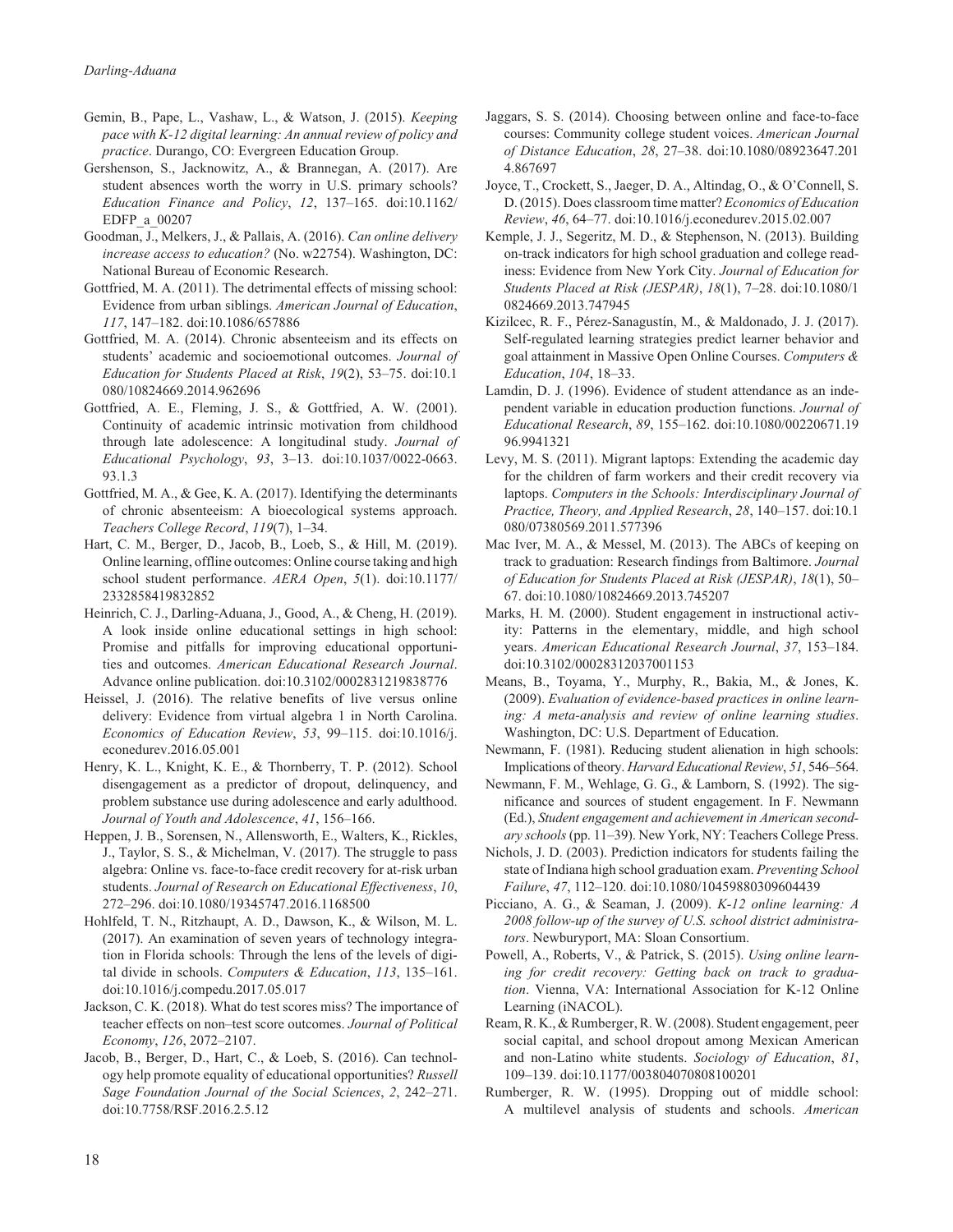Gemin, B., Pape, L., Vashaw, L., & Watson, J. (2015). *Keeping pace with K-12 digital learning: An annual review of policy and practice*. Durango, CO: Evergreen Education Group.

Gershenson, S., Jacknowitz, A., & Brannegan, A. (2017). Are student absences worth the worry in U.S. primary schools? *Education Finance and Policy*, *12*, 137–165. doi:10.1162/EDFP_a_00207

Goodman, J., Melkers, J., & Pallais, A. (2016). *Can online delivery increase access to education?* (No. w22754). Washington, DC: National Bureau of Economic Research.

Gottfried, M. A. (2011). The detrimental effects of missing school: Evidence from urban siblings. *American Journal of Education*, *117*, 147–182. doi:10.1086/657886

Gottfried, M. A. (2014). Chronic absenteeism and its effects on students' academic and socioemotional outcomes. *Journal of Education for Students Placed at Risk*, *19*(2), 53–75. doi:10.1080/10824669.2014.962696

Gottfried, A. E., Fleming, J. S., & Gottfried, A. W. (2001). Continuity of academic intrinsic motivation from childhood through late adolescence: A longitudinal study. *Journal of Educational Psychology*, *93*, 3–13. doi:10.1037/0022-0663.93.1.3

Gottfried, M. A., & Gee, K. A. (2017). Identifying the determinants of chronic absenteeism: A bioecological systems approach. *Teachers College Record*, *119*(7), 1–34.

Hart, C. M., Berger, D., Jacob, B., Loeb, S., & Hill, M. (2019). Online learning, offline outcomes: Online course taking and high school student performance. *AERA Open*, *5*(1). doi:10.1177/2332858419832852

Heinrich, C. J., Darling-Aduana, J., Good, A., & Cheng, H. (2019). A look inside online educational settings in high school: Promise and pitfalls for improving educational opportunities and outcomes. *American Educational Research Journal*. Advance online publication. doi:10.3102/0002831219838776

Heissel, J. (2016). The relative benefits of live versus online delivery: Evidence from virtual algebra 1 in North Carolina. *Economics of Education Review*, *53*, 99–115. doi:10.1016/j.econedurev.2016.05.001

Henry, K. L., Knight, K. E., & Thornberry, T. P. (2012). School disengagement as a predictor of dropout, delinquency, and problem substance use during adolescence and early adulthood. *Journal of Youth and Adolescence*, *41*, 156–166.

Heppen, J. B., Sorensen, N., Allensworth, E., Walters, K., Rickles, J., Taylor, S. S., & Michelman, V. (2017). The struggle to pass algebra: Online vs. face-to-face credit recovery for at-risk urban students. *Journal of Research on Educational Effectiveness*, *10*, 272–296. doi:10.1080/19345747.2016.1168500

Hohlfeld, T. N., Ritzhaupt, A. D., Dawson, K., & Wilson, M. L. (2017). An examination of seven years of technology integration in Florida schools: Through the lens of the levels of digital divide in schools. *Computers & Education*, *113*, 135–161. doi:10.1016/j.compedu.2017.05.017

Jackson, C. K. (2018). What do test scores miss? The importance of teacher effects on non–test score outcomes. *Journal of Political Economy*, *126*, 2072–2107.

Jacob, B., Berger, D., Hart, C., & Loeb, S. (2016). Can technology help promote equality of educational opportunities? *Russell Sage Foundation Journal of the Social Sciences*, *2*, 242–271. doi:10.7758/RSF.2016.2.5.12

Jaggars, S. S. (2014). Choosing between online and face-to-face courses: Community college student voices. *American Journal of Distance Education*, *28*, 27–38. doi:10.1080/08923647.2014.867697

Joyce, T., Crockett, S., Jaeger, D. A., Altindag, O., & O'Connell, S. D. (2015). Does classroom time matter? *Economics of Education Review*, *46*, 64–77. doi:10.1016/j.econedurev.2015.02.007

Kemple, J. J., Segeritz, M. D., & Stephenson, N. (2013). Building on-track indicators for high school graduation and college readiness: Evidence from New York City. *Journal of Education for Students Placed at Risk (JESPAR)*, *18*(1), 7–28. doi:10.1080/10824669.2013.747945

Kizilcec, R. F., Pérez-Sanagustín, M., & Maldonado, J. J. (2017). Self-regulated learning strategies predict learner behavior and goal attainment in Massive Open Online Courses. *Computers & Education*, *104*, 18–33.

Lamdin, D. J. (1996). Evidence of student attendance as an independent variable in education production functions. *Journal of Educational Research*, *89*, 155–162. doi:10.1080/00220671.1996.9941321

Levy, M. S. (2011). Migrant laptops: Extending the academic day for the children of farm workers and their credit recovery via laptops. *Computers in the Schools: Interdisciplinary Journal of Practice, Theory, and Applied Research*, *28*, 140–157. doi:10.1080/07380569.2011.577396

Mac Iver, M. A., & Messel, M. (2013). The ABCs of keeping on track to graduation: Research findings from Baltimore. *Journal of Education for Students Placed at Risk (JESPAR)*, *18*(1), 50–67. doi:10.1080/10824669.2013.745207

Marks, H. M. (2000). Student engagement in instructional activity: Patterns in the elementary, middle, and high school years. *American Educational Research Journal*, *37*, 153–184. doi:10.3102/00028312037001153

Means, B., Toyama, Y., Murphy, R., Bakia, M., & Jones, K. (2009). *Evaluation of evidence-based practices in online learning: A meta-analysis and review of online learning studies*. Washington, DC: U.S. Department of Education.

Newmann, F. (1981). Reducing student alienation in high schools: Implications of theory. *Harvard Educational Review*, *51*, 546–564.

Newmann, F. M., Wehlage, G. G., & Lamborn, S. (1992). The significance and sources of student engagement. In F. Newmann (Ed.), *Student engagement and achievement in American secondary schools* (pp. 11–39). New York, NY: Teachers College Press.

Nichols, J. D. (2003). Prediction indicators for students failing the state of Indiana high school graduation exam. *Preventing School Failure*, *47*, 112–120. doi:10.1080/10459880309604439

Picciano, A. G., & Seaman, J. (2009). *K-12 online learning: A 2008 follow-up of the survey of U.S. school district administrators*. Newburyport, MA: Sloan Consortium.

Powell, A., Roberts, V., & Patrick, S. (2015). *Using online learning for credit recovery: Getting back on track to graduation*. Vienna, VA: International Association for K-12 Online Learning (iNACOL).

Ream, R. K., & Rumberger, R. W. (2008). Student engagement, peer social capital, and school dropout among Mexican American and non-Latino white students. *Sociology of Education*, *81*, 109–139. doi:10.1177/003804070808100201

Rumberger, R. W. (1995). Dropping out of middle school: A multilevel analysis of students and schools. *American*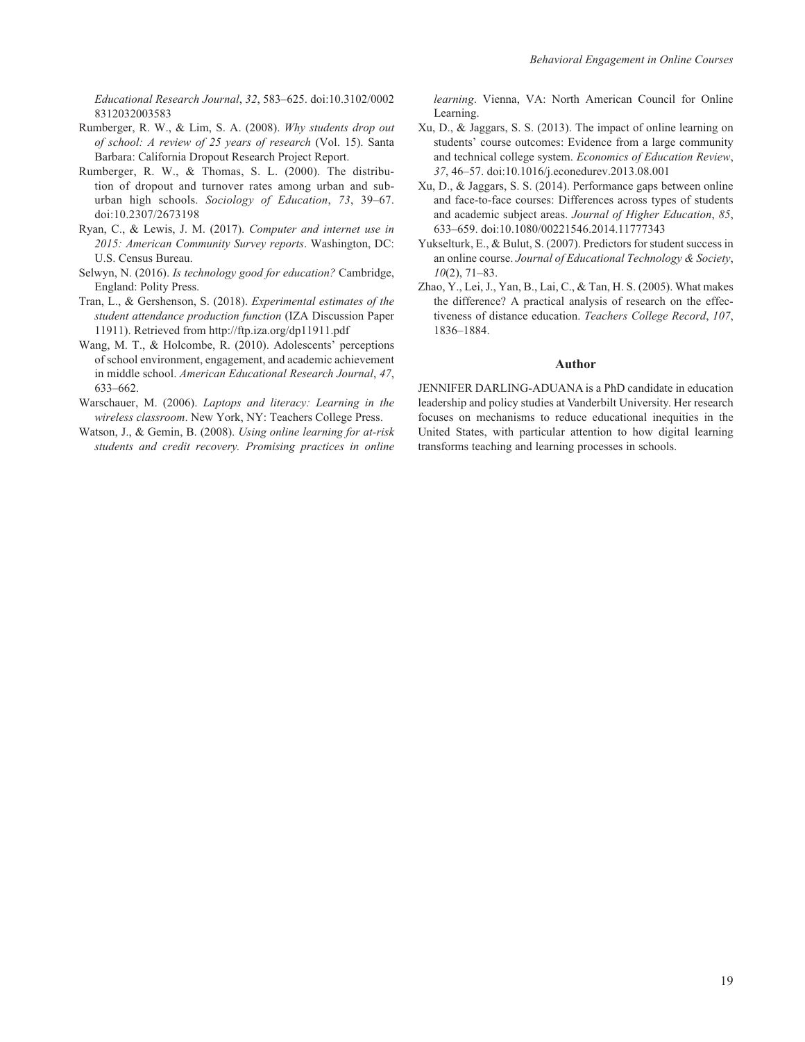*Educational Research Journal*, *32*, 583–625. doi:10.3102/00028312032003583

Rumberger, R. W., & Lim, S. A. (2008). *Why students drop out of school: A review of 25 years of research* (Vol. 15). Santa Barbara: California Dropout Research Project Report.

Rumberger, R. W., & Thomas, S. L. (2000). The distribution of dropout and turnover rates among urban and suburban high schools. *Sociology of Education*, *73*, 39–67. doi:10.2307/2673198

Ryan, C., & Lewis, J. M. (2017). *Computer and internet use in 2015: American Community Survey reports*. Washington, DC: U.S. Census Bureau.

Selwyn, N. (2016). *Is technology good for education?* Cambridge, England: Polity Press.

Tran, L., & Gershenson, S. (2018). *Experimental estimates of the student attendance production function* (IZA Discussion Paper 11911). Retrieved from http://ftp.iza.org/dp11911.pdf

Wang, M. T., & Holcombe, R. (2010). Adolescents' perceptions of school environment, engagement, and academic achievement in middle school. *American Educational Research Journal*, *47*, 633–662.

Warschauer, M. (2006). *Laptops and literacy: Learning in the wireless classroom*. New York, NY: Teachers College Press.

Watson, J., & Gemin, B. (2008). *Using online learning for at-risk students and credit recovery. Promising practices in online learning*. Vienna, VA: North American Council for Online Learning.

Xu, D., & Jaggars, S. S. (2013). The impact of online learning on students' course outcomes: Evidence from a large community and technical college system. *Economics of Education Review*, *37*, 46–57. doi:10.1016/j.econedurev.2013.08.001

Xu, D., & Jaggars, S. S. (2014). Performance gaps between online and face-to-face courses: Differences across types of students and academic subject areas. *Journal of Higher Education*, *85*, 633–659. doi:10.1080/00221546.2014.11777343

Yukselturk, E., & Bulut, S. (2007). Predictors for student success in an online course. *Journal of Educational Technology & Society*, *10*(2), 71–83.

Zhao, Y., Lei, J., Yan, B., Lai, C., & Tan, H. S. (2005). What makes the difference? A practical analysis of research on the effectiveness of distance education. *Teachers College Record*, *107*, 1836–1884.

## Author

JENNIFER DARLING-ADUANA is a PhD candidate in education leadership and policy studies at Vanderbilt University. Her research focuses on mechanisms to reduce educational inequities in the United States, with particular attention to how digital learning transforms teaching and learning processes in schools.